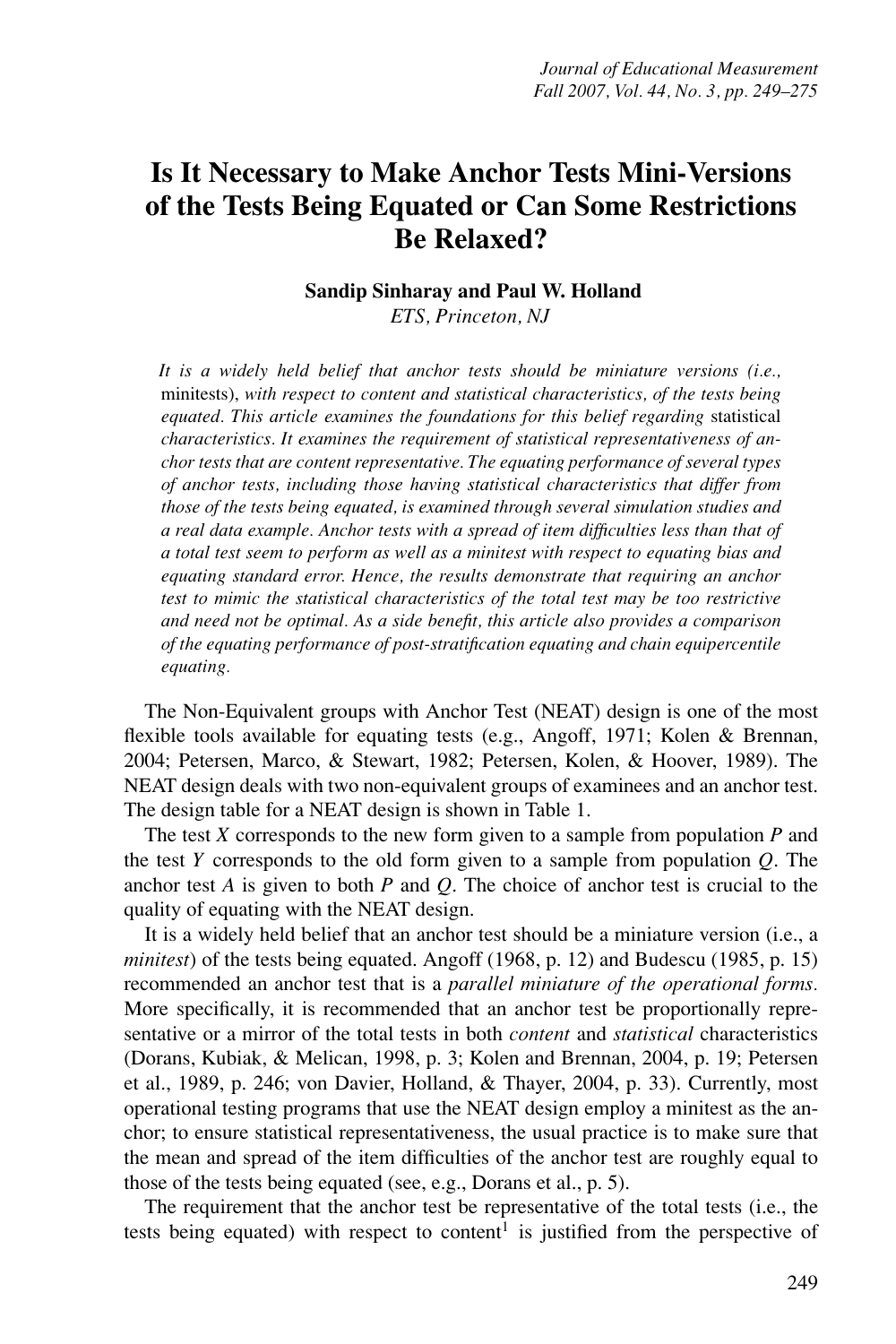# Is It Necessary to Make Anchor Tests Mini-Versions of the Tests Being Equated or Can Some Restrictions Be Relaxed?

**Sandip Sinharay and Paul W. Holland**
*ETS, Princeton, NJ*

*It is a widely held belief that anchor tests should be miniature versions (i.e.,* minitests), *with respect to content and statistical characteristics, of the tests being equated. This article examines the foundations for this belief regarding* statistical *characteristics. It examines the requirement of statistical representativeness of anchor tests that are content representative. The equating performance of several types of anchor tests, including those having statistical characteristics that differ from those of the tests being equated, is examined through several simulation studies and a real data example. Anchor tests with a spread of item difficulties less than that of a total test seem to perform as well as a minitest with respect to equating bias and equating standard error. Hence, the results demonstrate that requiring an anchor test to mimic the statistical characteristics of the total test may be too restrictive and need not be optimal. As a side benefit, this article also provides a comparison of the equating performance of post-stratification equating and chain equipercentile equating.*

The Non-Equivalent groups with Anchor Test (NEAT) design is one of the most flexible tools available for equating tests (e.g., Angoff, 1971; Kolen & Brennan, 2004; Petersen, Marco, & Stewart, 1982; Petersen, Kolen, & Hoover, 1989). The NEAT design deals with two non-equivalent groups of examinees and an anchor test. The design table for a NEAT design is shown in Table 1.

The test *X* corresponds to the new form given to a sample from population *P* and the test *Y* corresponds to the old form given to a sample from population *Q*. The anchor test *A* is given to both *P* and *Q*. The choice of anchor test is crucial to the quality of equating with the NEAT design.

It is a widely held belief that an anchor test should be a miniature version (i.e., a *minitest*) of the tests being equated. Angoff (1968, p. 12) and Budescu (1985, p. 15) recommended an anchor test that is a *parallel miniature of the operational forms*. More specifically, it is recommended that an anchor test be proportionally representative or a mirror of the total tests in both *content* and *statistical* characteristics (Dorans, Kubiak, & Melican, 1998, p. 3; Kolen and Brennan, 2004, p. 19; Petersen et al., 1989, p. 246; von Davier, Holland, & Thayer, 2004, p. 33). Currently, most operational testing programs that use the NEAT design employ a minitest as the anchor; to ensure statistical representativeness, the usual practice is to make sure that the mean and spread of the item difficulties of the anchor test are roughly equal to those of the tests being equated (see, e.g., Dorans et al., p. 5).

The requirement that the anchor test be representative of the total tests (i.e., the tests being equated) with respect to content[1] is justified from the perspective of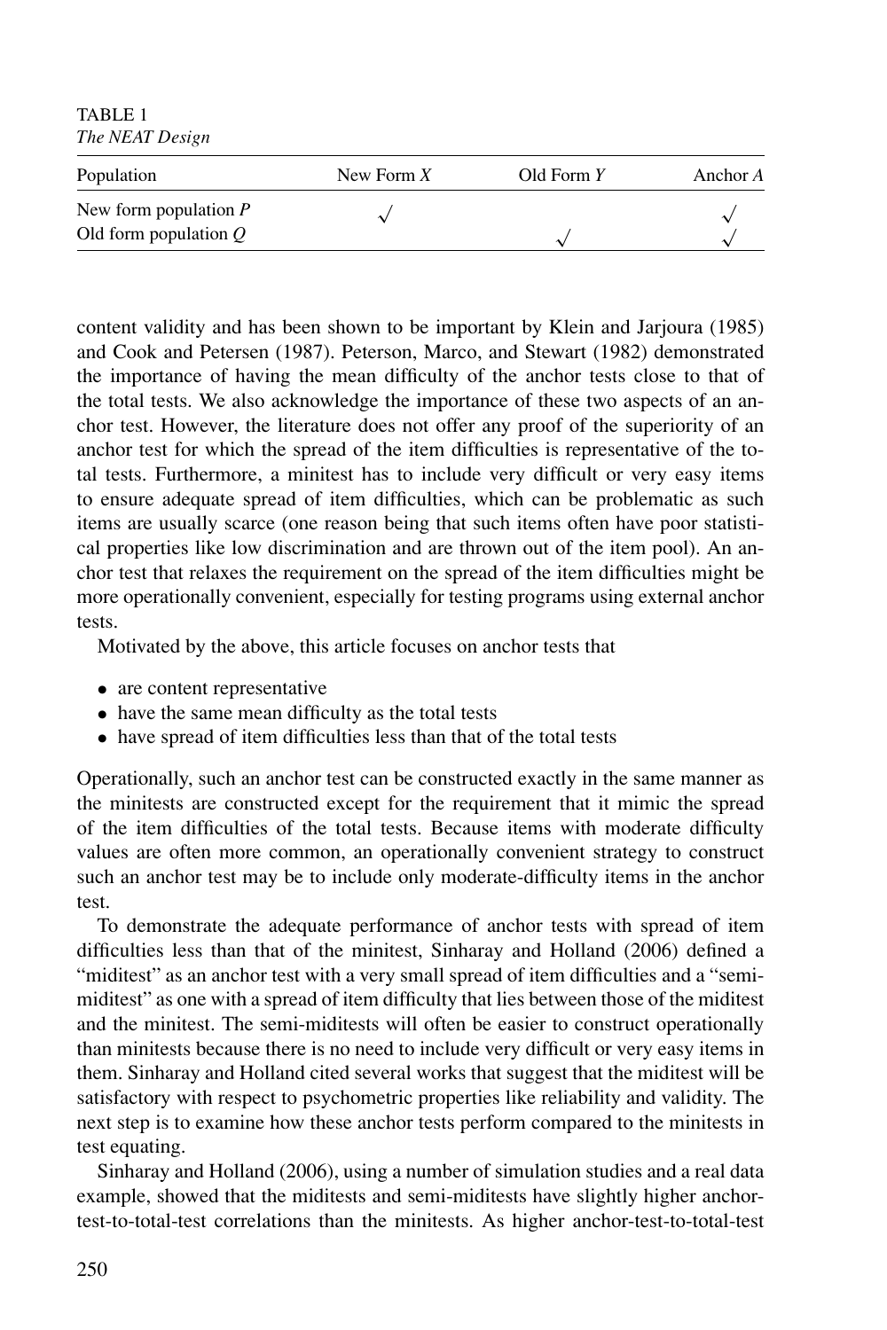TABLE 1
*The NEAT Design*

| Population | New Form $X$ | Old Form $Y$ | Anchor $A$ |
|---|---|---|---|
| New form population $P$ | √ | | √ |
| Old form population $Q$ | | √ | √ |

content validity and has been shown to be important by Klein and Jarjoura (1985) and Cook and Petersen (1987). Peterson, Marco, and Stewart (1982) demonstrated the importance of having the mean difficulty of the anchor tests close to that of the total tests. We also acknowledge the importance of these two aspects of an anchor test. However, the literature does not offer any proof of the superiority of an anchor test for which the spread of the item difficulties is representative of the total tests. Furthermore, a minitest has to include very difficult or very easy items to ensure adequate spread of item difficulties, which can be problematic as such items are usually scarce (one reason being that such items often have poor statistical properties like low discrimination and are thrown out of the item pool). An anchor test that relaxes the requirement on the spread of the item difficulties might be more operationally convenient, especially for testing programs using external anchor tests.

Motivated by the above, this article focuses on anchor tests that

- are content representative
- have the same mean difficulty as the total tests
- have spread of item difficulties less than that of the total tests

Operationally, such an anchor test can be constructed exactly in the same manner as the minitests are constructed except for the requirement that it mimic the spread of the item difficulties of the total tests. Because items with moderate difficulty values are often more common, an operationally convenient strategy to construct such an anchor test may be to include only moderate-difficulty items in the anchor test.

To demonstrate the adequate performance of anchor tests with spread of item difficulties less than that of the minitest, Sinharay and Holland (2006) defined a "miditest" as an anchor test with a very small spread of item difficulties and a "semi-miditest" as one with a spread of item difficulty that lies between those of the miditest and the minitest. The semi-miditests will often be easier to construct operationally than minitests because there is no need to include very difficult or very easy items in them. Sinharay and Holland cited several works that suggest that the miditest will be satisfactory with respect to psychometric properties like reliability and validity. The next step is to examine how these anchor tests perform compared to the minitests in test equating.

Sinharay and Holland (2006), using a number of simulation studies and a real data example, showed that the miditests and semi-miditests have slightly higher anchor-test-to-total-test correlations than the minitests. As higher anchor-test-to-total-test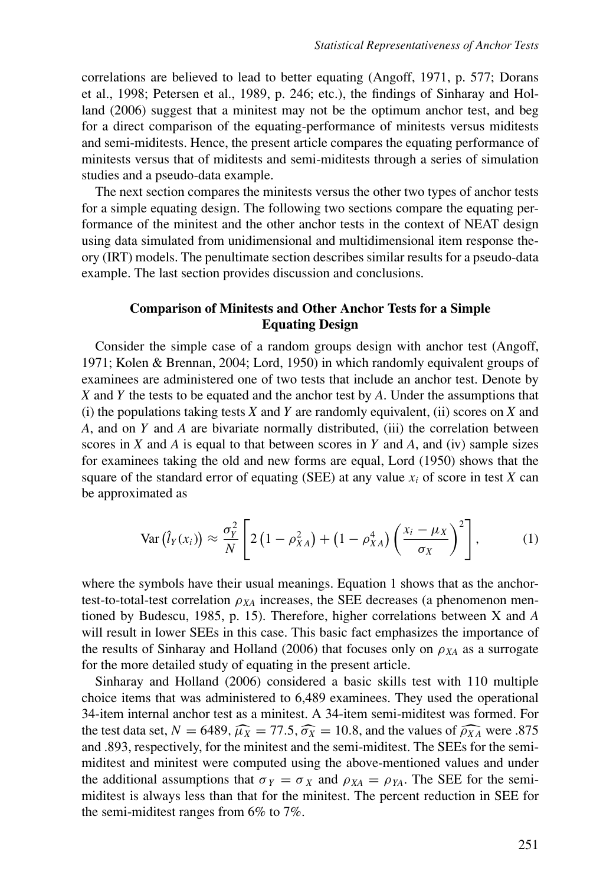correlations are believed to lead to better equating (Angoff, 1971, p. 577; Dorans et al., 1998; Petersen et al., 1989, p. 246; etc.), the findings of Sinharay and Holland (2006) suggest that a minitest may not be the optimum anchor test, and beg for a direct comparison of the equating-performance of minitests versus miditests and semi-miditests. Hence, the present article compares the equating performance of minitests versus that of miditests and semi-miditests through a series of simulation studies and a pseudo-data example.

The next section compares the minitests versus the other two types of anchor tests for a simple equating design. The following two sections compare the equating performance of the minitest and the other anchor tests in the context of NEAT design using data simulated from unidimensional and multidimensional item response theory (IRT) models. The penultimate section describes similar results for a pseudo-data example. The last section provides discussion and conclusions.

## Comparison of Minitests and Other Anchor Tests for a Simple Equating Design

Consider the simple case of a random groups design with anchor test (Angoff, 1971; Kolen & Brennan, 2004; Lord, 1950) in which randomly equivalent groups of examinees are administered one of two tests that include an anchor test. Denote by $X$ and $Y$ the tests to be equated and the anchor test by $A$. Under the assumptions that (i) the populations taking tests $X$ and $Y$ are randomly equivalent, (ii) scores on $X$ and $A$, and on $Y$ and $A$ are bivariate normally distributed, (iii) the correlation between scores in $X$ and $A$ is equal to that between scores in $Y$ and $A$, and (iv) sample sizes for examinees taking the old and new forms are equal, Lord (1950) shows that the square of the standard error of equating (SEE) at any value $x_i$ of score in test $X$ can be approximated as

$$\mathrm{Var}\left(\hat{l}_Y(x_i)\right) \approx \frac{\sigma_Y^2}{N}\left[2\left(1-\rho_{XA}^2\right)+\left(1-\rho_{XA}^4\right)\left(\frac{x_i-\mu_X}{\sigma_X}\right)^2\right], \tag{1}$$

where the symbols have their usual meanings. Equation 1 shows that as the anchor-test-to-total-test correlation $\rho_{XA}$ increases, the SEE decreases (a phenomenon mentioned by Budescu, 1985, p. 15). Therefore, higher correlations between X and $A$ will result in lower SEEs in this case. This basic fact emphasizes the importance of the results of Sinharay and Holland (2006) that focuses only on $\rho_{XA}$ as a surrogate for the more detailed study of equating in the present article.

Sinharay and Holland (2006) considered a basic skills test with 110 multiple choice items that was administered to 6,489 examinees. They used the operational 34-item internal anchor test as a minitest. A 34-item semi-miditest was formed. For the test data set, $N = 6489$, $\widehat{\mu_X} = 77.5$, $\widehat{\sigma_X} = 10.8$, and the values of $\widehat{\rho_{XA}}$ were .875 and .893, respectively, for the minitest and the semi-miditest. The SEEs for the semi-miditest and minitest were computed using the above-mentioned values and under the additional assumptions that $\sigma_Y = \sigma_X$ and $\rho_{XA} = \rho_{YA}$. The SEE for the semi-miditest is always less than that for the minitest. The percent reduction in SEE for the semi-miditest ranges from 6% to 7%.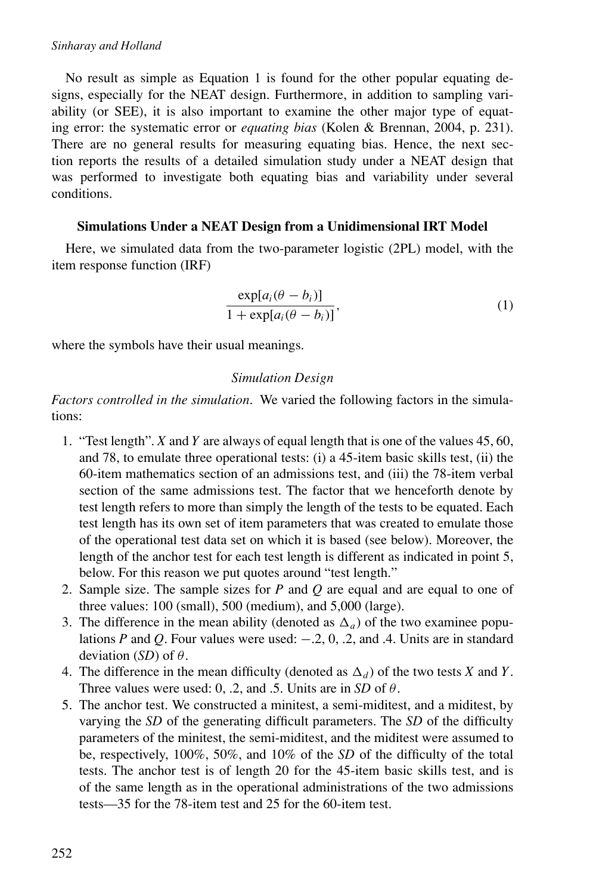No result as simple as Equation 1 is found for the other popular equating designs, especially for the NEAT design. Furthermore, in addition to sampling variability (or SEE), it is also important to examine the other major type of equating error: the systematic error or *equating bias* (Kolen & Brennan, 2004, p. 231). There are no general results for measuring equating bias. Hence, the next section reports the results of a detailed simulation study under a NEAT design that was performed to investigate both equating bias and variability under several conditions.

## Simulations Under a NEAT Design from a Unidimensional IRT Model

Here, we simulated data from the two-parameter logistic (2PL) model, with the item response function (IRF)

$$\frac{\exp[a_i(\theta - b_i)]}{1 + \exp[a_i(\theta - b_i)]}, \tag{1}$$

where the symbols have their usual meanings.

### *Simulation Design*

*Factors controlled in the simulation.* We varied the following factors in the simulations:

1. "Test length". $X$ and $Y$ are always of equal length that is one of the values 45, 60, and 78, to emulate three operational tests: (i) a 45-item basic skills test, (ii) the 60-item mathematics section of an admissions test, and (iii) the 78-item verbal section of the same admissions test. The factor that we henceforth denote by test length refers to more than simply the length of the tests to be equated. Each test length has its own set of item parameters that was created to emulate those of the operational test data set on which it is based (see below). Moreover, the length of the anchor test for each test length is different as indicated in point 5, below. For this reason we put quotes around "test length."
2. Sample size. The sample sizes for $P$ and $Q$ are equal and are equal to one of three values: 100 (small), 500 (medium), and 5,000 (large).
3. The difference in the mean ability (denoted as $\Delta_a$) of the two examinee populations $P$ and $Q$. Four values were used: $-.2$, 0, .2, and .4. Units are in standard deviation (*SD*) of $\theta$.
4. The difference in the mean difficulty (denoted as $\Delta_d$) of the two tests $X$ and $Y$. Three values were used: 0, .2, and .5. Units are in *SD* of $\theta$.
5. The anchor test. We constructed a minitest, a semi-miditest, and a miditest, by varying the *SD* of the generating difficult parameters. The *SD* of the difficulty parameters of the minitest, the semi-miditest, and the miditest were assumed to be, respectively, 100%, 50%, and 10% of the *SD* of the difficulty of the total tests. The anchor test is of length 20 for the 45-item basic skills test, and is of the same length as in the operational administrations of the two admissions tests—35 for the 78-item test and 25 for the 60-item test.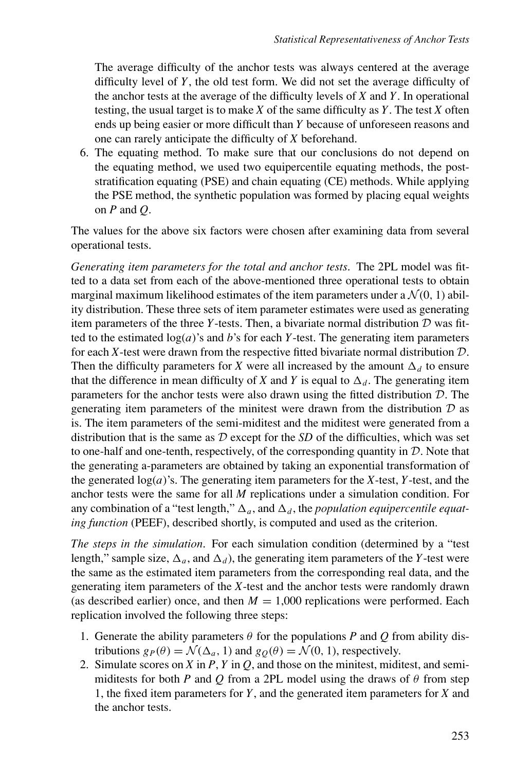The average difficulty of the anchor tests was always centered at the average difficulty level of $Y$, the old test form. We did not set the average difficulty of the anchor tests at the average of the difficulty levels of $X$ and $Y$. In operational testing, the usual target is to make $X$ of the same difficulty as $Y$. The test $X$ often ends up being easier or more difficult than $Y$ because of unforeseen reasons and one can rarely anticipate the difficulty of $X$ beforehand.

6. The equating method. To make sure that our conclusions do not depend on the equating method, we used two equipercentile equating methods, the post-stratification equating (PSE) and chain equating (CE) methods. While applying the PSE method, the synthetic population was formed by placing equal weights on $P$ and $Q$.

The values for the above six factors were chosen after examining data from several operational tests.

*Generating item parameters for the total and anchor tests.* The 2PL model was fitted to a data set from each of the above-mentioned three operational tests to obtain marginal maximum likelihood estimates of the item parameters under a $\mathcal{N}(0, 1)$ ability distribution. These three sets of item parameter estimates were used as generating item parameters of the three $Y$-tests. Then, a bivariate normal distribution $\mathcal{D}$ was fitted to the estimated $\log(a)$'s and $b$'s for each $Y$-test. The generating item parameters for each $X$-test were drawn from the respective fitted bivariate normal distribution $\mathcal{D}$. Then the difficulty parameters for $X$ were all increased by the amount $\Delta_d$ to ensure that the difference in mean difficulty of $X$ and $Y$ is equal to $\Delta_d$. The generating item parameters for the anchor tests were also drawn using the fitted distribution $\mathcal{D}$. The generating item parameters of the minitest were drawn from the distribution $\mathcal{D}$ as is. The item parameters of the semi-miditest and the miditest were generated from a distribution that is the same as $\mathcal{D}$ except for the *SD* of the difficulties, which was set to one-half and one-tenth, respectively, of the corresponding quantity in $\mathcal{D}$. Note that the generating a-parameters are obtained by taking an exponential transformation of the generated $\log(a)$'s. The generating item parameters for the $X$-test, $Y$-test, and the anchor tests were the same for all $M$ replications under a simulation condition. For any combination of a "test length," $\Delta_a$, and $\Delta_d$, the *population equipercentile equating function* (PEEF), described shortly, is computed and used as the criterion.

*The steps in the simulation.* For each simulation condition (determined by a "test length," sample size, $\Delta_a$, and $\Delta_d$), the generating item parameters of the $Y$-test were the same as the estimated item parameters from the corresponding real data, and the generating item parameters of the $X$-test and the anchor tests were randomly drawn (as described earlier) once, and then $M = 1{,}000$ replications were performed. Each replication involved the following three steps:

1. Generate the ability parameters $\theta$ for the populations $P$ and $Q$ from ability distributions $g_P(\theta) = \mathcal{N}(\Delta_a, 1)$ and $g_Q(\theta) = \mathcal{N}(0, 1)$, respectively.
2. Simulate scores on $X$ in $P$, $Y$ in $Q$, and those on the minitest, miditest, and semi-miditests for both $P$ and $Q$ from a 2PL model using the draws of $\theta$ from step 1, the fixed item parameters for $Y$, and the generated item parameters for $X$ and the anchor tests.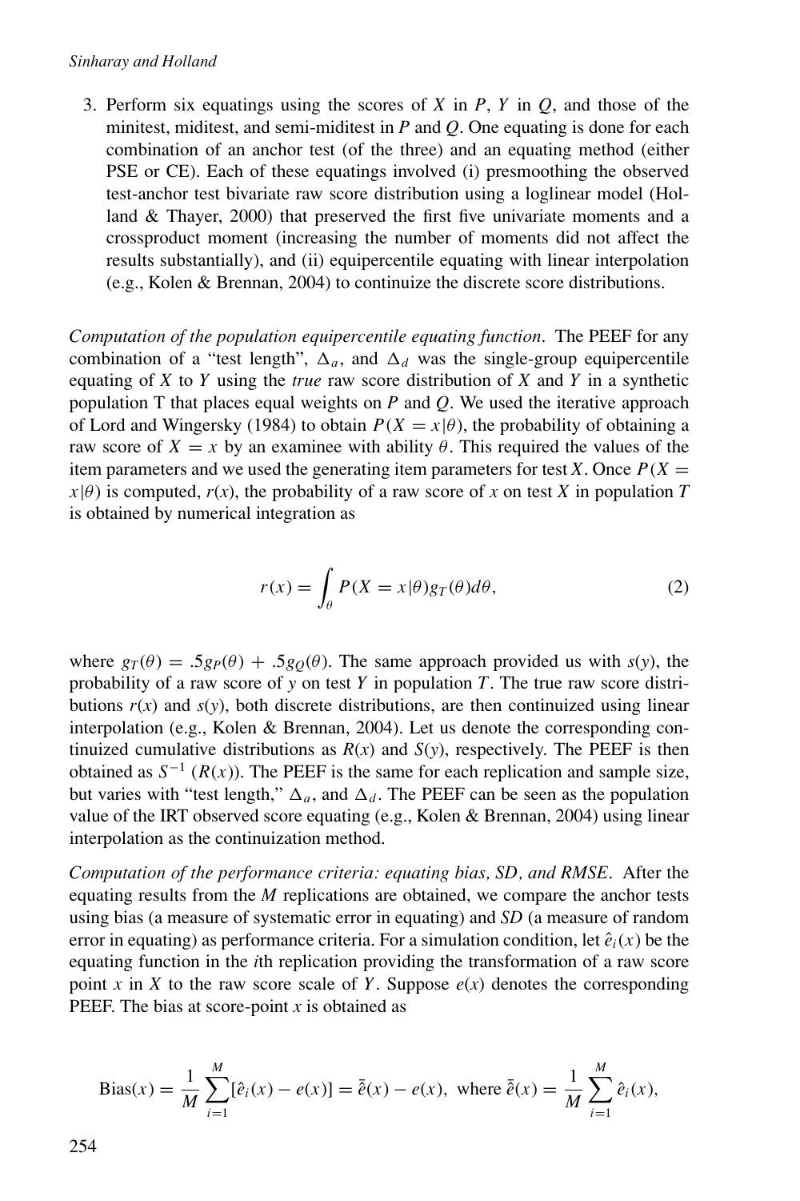3. Perform six equatings using the scores of $X$ in $P$, $Y$ in $Q$, and those of the minitest, miditest, and semi-miditest in $P$ and $Q$. One equating is done for each combination of an anchor test (of the three) and an equating method (either PSE or CE). Each of these equatings involved (i) presmoothing the observed test-anchor test bivariate raw score distribution using a loglinear model (Holland & Thayer, 2000) that preserved the first five univariate moments and a crossproduct moment (increasing the number of moments did not affect the results substantially), and (ii) equipercentile equating with linear interpolation (e.g., Kolen & Brennan, 2004) to continuize the discrete score distributions.

*Computation of the population equipercentile equating function.* The PEEF for any combination of a "test length", $\Delta_a$, and $\Delta_d$ was the single-group equipercentile equating of $X$ to $Y$ using the *true* raw score distribution of $X$ and $Y$ in a synthetic population T that places equal weights on $P$ and $Q$. We used the iterative approach of Lord and Wingersky (1984) to obtain $P(X = x|\theta)$, the probability of obtaining a raw score of $X = x$ by an examinee with ability $\theta$. This required the values of the item parameters and we used the generating item parameters for test $X$. Once $P(X = x|\theta)$ is computed, $r(x)$, the probability of a raw score of $x$ on test $X$ in population $T$ is obtained by numerical integration as

$$r(x) = \int_{\theta} P(X = x|\theta) g_T(\theta) d\theta, \tag{2}$$

where $g_T(\theta) = .5g_P(\theta) + .5g_Q(\theta)$. The same approach provided us with $s(y)$, the probability of a raw score of $y$ on test $Y$ in population $T$. The true raw score distributions $r(x)$ and $s(y)$, both discrete distributions, are then continuized using linear interpolation (e.g., Kolen & Brennan, 2004). Let us denote the corresponding continuized cumulative distributions as $R(x)$ and $S(y)$, respectively. The PEEF is then obtained as $S^{-1}(R(x))$. The PEEF is the same for each replication and sample size, but varies with "test length," $\Delta_a$, and $\Delta_d$. The PEEF can be seen as the population value of the IRT observed score equating (e.g., Kolen & Brennan, 2004) using linear interpolation as the continuization method.

*Computation of the performance criteria: equating bias, SD, and RMSE.* After the equating results from the $M$ replications are obtained, we compare the anchor tests using bias (a measure of systematic error in equating) and *SD* (a measure of random error in equating) as performance criteria. For a simulation condition, let $\hat{e}_i(x)$ be the equating function in the $i$th replication providing the transformation of a raw score point $x$ in $X$ to the raw score scale of $Y$. Suppose $e(x)$ denotes the corresponding PEEF. The bias at score-point $x$ is obtained as

$$\text{Bias}(x) = \frac{1}{M}\sum_{i=1}^{M}[\hat{e}_i(x) - e(x)] = \bar{\hat{e}}(x) - e(x), \text{ where } \bar{\hat{e}}(x) = \frac{1}{M}\sum_{i=1}^{M}\hat{e}_i(x),$$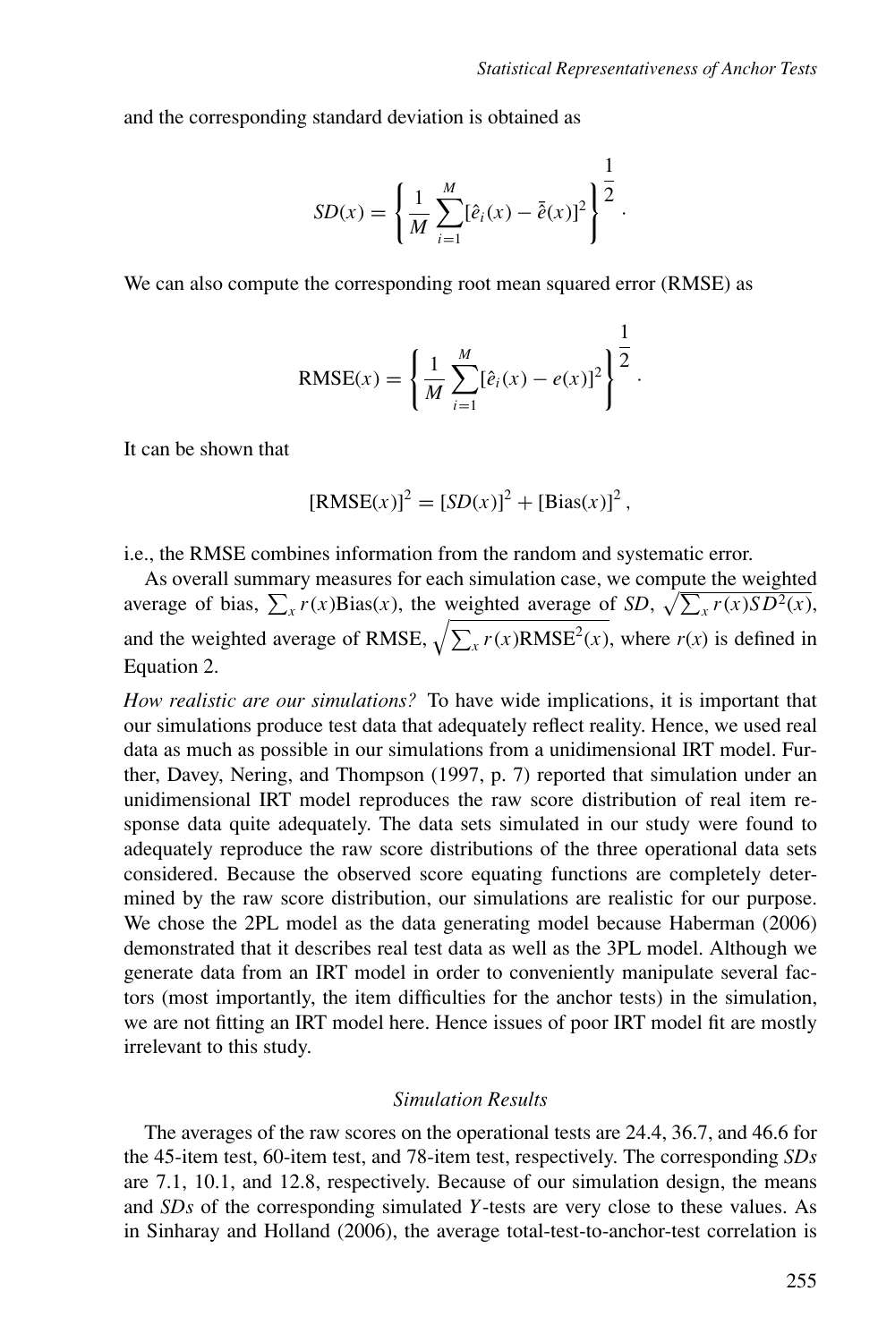and the corresponding standard deviation is obtained as

$$SD(x) = \left\{ \frac{1}{M} \sum_{i=1}^{M} [\hat{e}_i(x) - \bar{\hat{e}}(x)]^2 \right\}^{\frac{1}{2}}.$$

We can also compute the corresponding root mean squared error (RMSE) as

$$\text{RMSE}(x) = \left\{ \frac{1}{M} \sum_{i=1}^{M} [\hat{e}_i(x) - e(x)]^2 \right\}^{\frac{1}{2}}.$$

It can be shown that

$$[\text{RMSE}(x)]^2 = [SD(x)]^2 + [\text{Bias}(x)]^2,$$

i.e., the RMSE combines information from the random and systematic error.

As overall summary measures for each simulation case, we compute the weighted average of bias, $\sum_x r(x)\text{Bias}(x)$, the weighted average of *SD*, $\sqrt{\sum_x r(x) SD^2(x)}$, and the weighted average of RMSE, $\sqrt{\sum_x r(x)\text{RMSE}^2(x)}$, where $r(x)$ is defined in Equation 2.

*How realistic are our simulations?* To have wide implications, it is important that our simulations produce test data that adequately reflect reality. Hence, we used real data as much as possible in our simulations from a unidimensional IRT model. Further, Davey, Nering, and Thompson (1997, p. 7) reported that simulation under an unidimensional IRT model reproduces the raw score distribution of real item response data quite adequately. The data sets simulated in our study were found to adequately reproduce the raw score distributions of the three operational data sets considered. Because the observed score equating functions are completely determined by the raw score distribution, our simulations are realistic for our purpose. We chose the 2PL model as the data generating model because Haberman (2006) demonstrated that it describes real test data as well as the 3PL model. Although we generate data from an IRT model in order to conveniently manipulate several factors (most importantly, the item difficulties for the anchor tests) in the simulation, we are not fitting an IRT model here. Hence issues of poor IRT model fit are mostly irrelevant to this study.

### *Simulation Results*

The averages of the raw scores on the operational tests are 24.4, 36.7, and 46.6 for the 45-item test, 60-item test, and 78-item test, respectively. The corresponding *SDs* are 7.1, 10.1, and 12.8, respectively. Because of our simulation design, the means and *SDs* of the corresponding simulated $Y$-tests are very close to these values. As in Sinharay and Holland (2006), the average total-test-to-anchor-test correlation is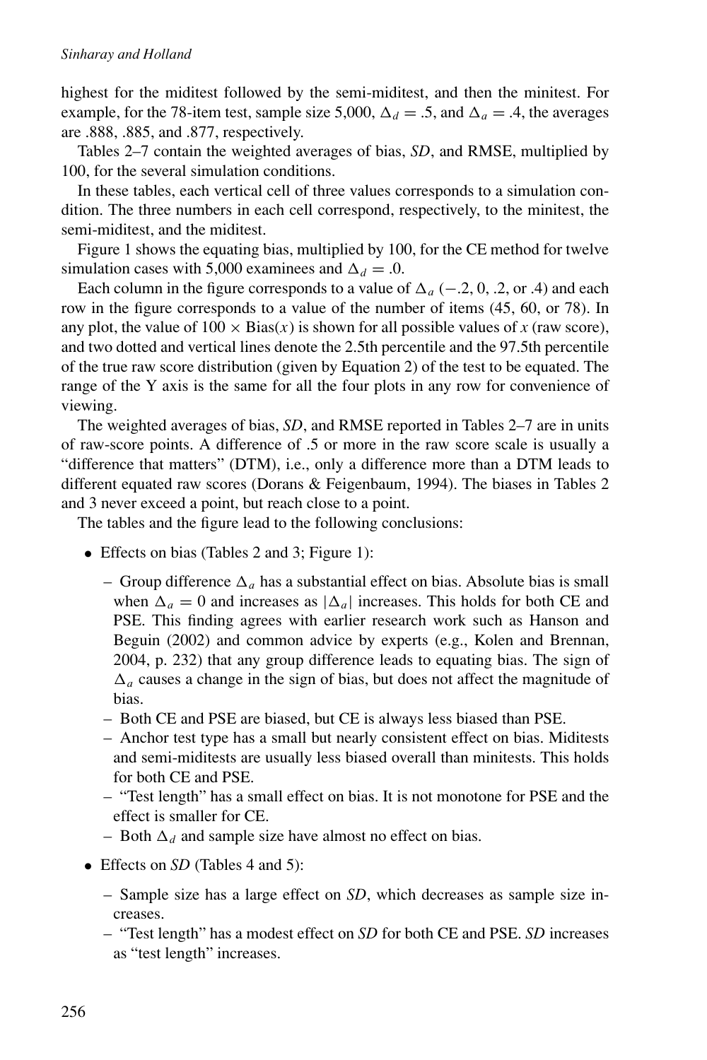highest for the miditest followed by the semi-miditest, and then the minitest. For example, for the 78-item test, sample size 5,000, $\Delta_d = .5$, and $\Delta_a = .4$, the averages are .888, .885, and .877, respectively.

Tables 2–7 contain the weighted averages of bias, *SD*, and RMSE, multiplied by 100, for the several simulation conditions.

In these tables, each vertical cell of three values corresponds to a simulation condition. The three numbers in each cell correspond, respectively, to the minitest, the semi-miditest, and the miditest.

Figure 1 shows the equating bias, multiplied by 100, for the CE method for twelve simulation cases with 5,000 examinees and $\Delta_d = .0$.

Each column in the figure corresponds to a value of $\Delta_a$ ($-.2$, 0, .2, or .4) and each row in the figure corresponds to a value of the number of items (45, 60, or 78). In any plot, the value of $100 \times \text{Bias}(x)$ is shown for all possible values of *x* (raw score), and two dotted and vertical lines denote the 2.5th percentile and the 97.5th percentile of the true raw score distribution (given by Equation 2) of the test to be equated. The range of the Y axis is the same for all the four plots in any row for convenience of viewing.

The weighted averages of bias, *SD*, and RMSE reported in Tables 2–7 are in units of raw-score points. A difference of .5 or more in the raw score scale is usually a "difference that matters" (DTM), i.e., only a difference more than a DTM leads to different equated raw scores (Dorans & Feigenbaum, 1994). The biases in Tables 2 and 3 never exceed a point, but reach close to a point.

The tables and the figure lead to the following conclusions:

- Effects on bias (Tables 2 and 3; Figure 1):
  - Group difference $\Delta_a$ has a substantial effect on bias. Absolute bias is small when $\Delta_a = 0$ and increases as $|\Delta_a|$ increases. This holds for both CE and PSE. This finding agrees with earlier research work such as Hanson and Beguin (2002) and common advice by experts (e.g., Kolen and Brennan, 2004, p. 232) that any group difference leads to equating bias. The sign of $\Delta_a$ causes a change in the sign of bias, but does not affect the magnitude of bias.
  - Both CE and PSE are biased, but CE is always less biased than PSE.
  - Anchor test type has a small but nearly consistent effect on bias. Miditests and semi-miditests are usually less biased overall than minitests. This holds for both CE and PSE.
  - "Test length" has a small effect on bias. It is not monotone for PSE and the effect is smaller for CE.
  - Both $\Delta_d$ and sample size have almost no effect on bias.
- Effects on *SD* (Tables 4 and 5):
  - Sample size has a large effect on *SD*, which decreases as sample size increases.
  - "Test length" has a modest effect on *SD* for both CE and PSE. *SD* increases as "test length" increases.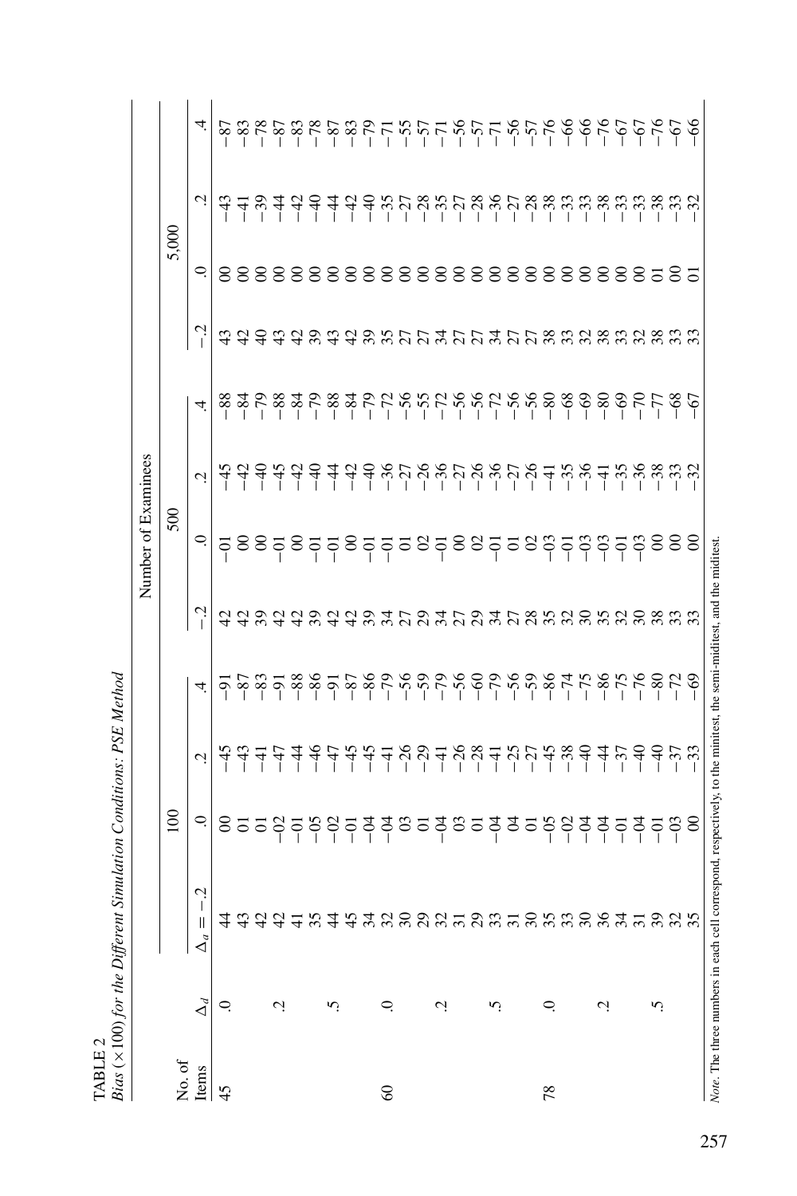TABLE 2

*Bias (×100) for the Different Simulation Conditions: PSE Method*

| No. of Items | $\Delta_d$ | Number of Examinees | | | | | | | | | | | |
|---|---|---|---|---|---|---|---|---|---|---|---|---|---|
| | | 100 | | | | 500 | | | | 5,000 | | | |
| | | $\Delta_a = -.2$ | .0 | .2 | .4 | −.2 | .0 | .2 | .4 | −.2 | .0 | .2 | .4 |
| 45 | .0 | 44 | 00 | −45 | −91 | 42 | −01 | −45 | −88 | 43 | 00 | −43 | −87 |
| | | 43 | 01 | −43 | −87 | 42 | 00 | −42 | −84 | 42 | 00 | −41 | −83 |
| | | 42 | 01 | −41 | −83 | 39 | 00 | −40 | −79 | 40 | 00 | −39 | −78 |
| | .2 | 42 | −02 | −47 | −91 | 42 | −01 | −45 | −88 | 43 | 00 | −44 | −87 |
| | | 41 | −01 | −44 | −88 | 42 | 00 | −42 | −84 | 42 | 00 | −42 | −83 |
| | | 35 | −05 | −46 | −86 | 39 | −01 | −40 | −79 | 39 | 00 | −40 | −78 |
| | .5 | 44 | −02 | −47 | −91 | 42 | −01 | −44 | −88 | 43 | 00 | −44 | −87 |
| | | 45 | −01 | −45 | −87 | 42 | 00 | −42 | −84 | 42 | 00 | −42 | −83 |
| | | 34 | −04 | −45 | −86 | 39 | −01 | −40 | −79 | 39 | 00 | −40 | −79 |
| 60 | .0 | 32 | −04 | −41 | −79 | 34 | −01 | −36 | −72 | 35 | 00 | −35 | −71 |
| | | 30 | 03 | −26 | −56 | 27 | 01 | −27 | −56 | 27 | 00 | −27 | −55 |
| | | 29 | 01 | −29 | −59 | 29 | 02 | −26 | −55 | 27 | 00 | −28 | −57 |
| | .2 | 32 | −04 | −41 | −79 | 34 | −01 | −36 | −72 | 34 | 00 | −35 | −71 |
| | | 31 | 03 | −26 | −56 | 27 | 00 | −27 | −56 | 27 | 00 | −27 | −56 |
| | | 29 | 01 | −28 | −60 | 29 | 02 | −26 | −56 | 27 | 00 | −28 | −57 |
| | .5 | 33 | −04 | −41 | −79 | 34 | −01 | −36 | −72 | 34 | 00 | −36 | −71 |
| | | 31 | 04 | −25 | −56 | 27 | 01 | −27 | −56 | 27 | 00 | −27 | −56 |
| | | 30 | 01 | −27 | −59 | 28 | 02 | −26 | −56 | 27 | 00 | −28 | −57 |
| 78 | .0 | 35 | −05 | −45 | −86 | 35 | −03 | −41 | −80 | 38 | 00 | −38 | −76 |
| | | 33 | −02 | −38 | −74 | 32 | −01 | −35 | −68 | 33 | 00 | −33 | −66 |
| | | 30 | −04 | −40 | −75 | 30 | −03 | −36 | −69 | 32 | 00 | −33 | −66 |
| | .2 | 36 | −04 | −44 | −86 | 35 | −03 | −41 | −80 | 38 | 00 | −38 | −76 |
| | | 34 | −01 | −37 | −75 | 32 | −01 | −35 | −69 | 33 | 00 | −33 | −67 |
| | | 31 | −04 | −40 | −76 | 30 | −03 | −36 | −70 | 32 | 00 | −33 | −67 |
| | .5 | 39 | −01 | −40 | −80 | 38 | 00 | −38 | −77 | 38 | 01 | −38 | −76 |
| | | 32 | −03 | −37 | −72 | 33 | 00 | −33 | −68 | 33 | 00 | −33 | −67 |
| | | 35 | 00 | −33 | −69 | 33 | 00 | −32 | −67 | 33 | 01 | −32 | −66 |

*Note.* The three numbers in each cell correspond, respectively, to the minitest, the semi-miditest, and the miditest.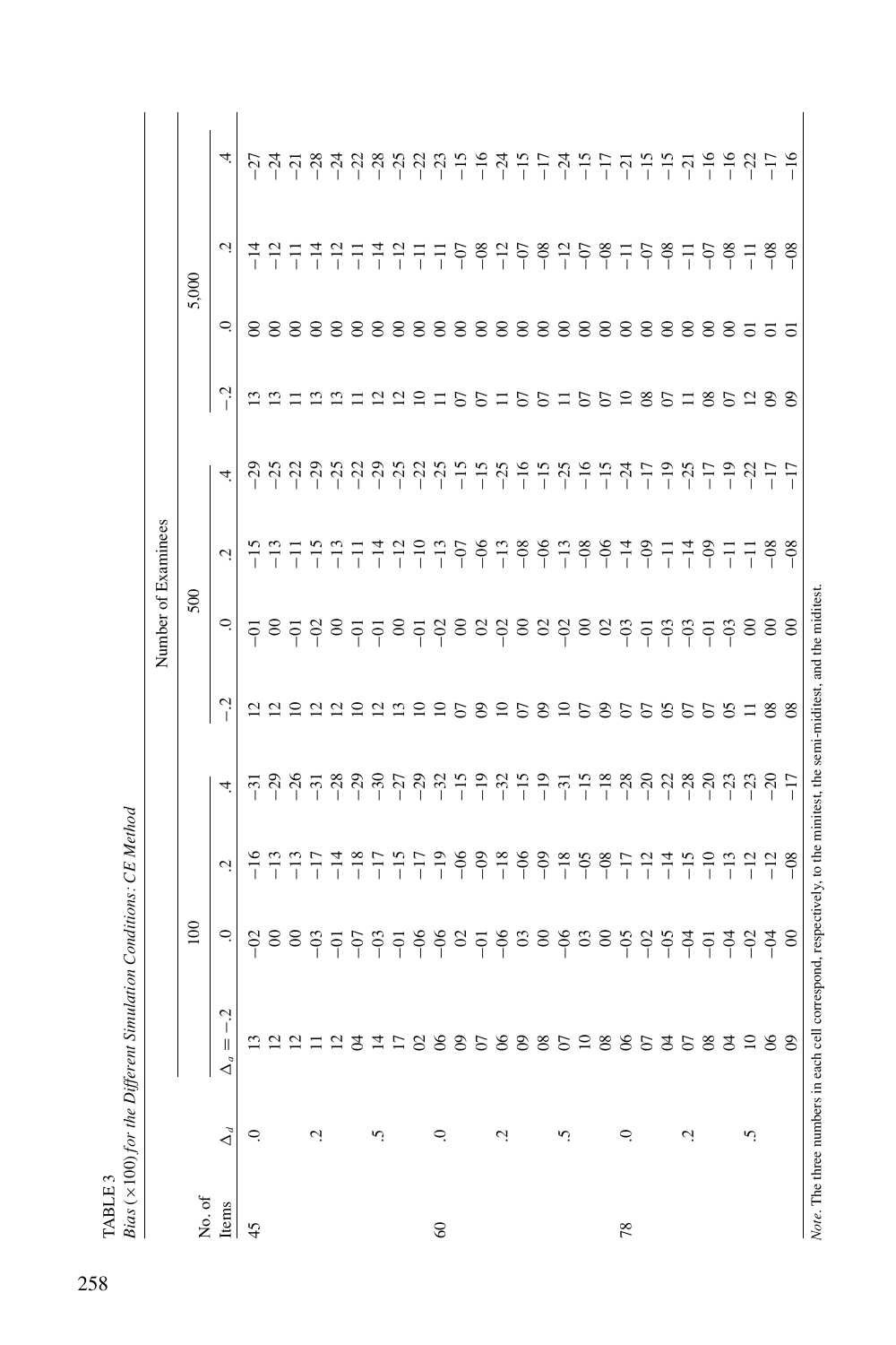TABLE 3
*Bias (×100) for the Different Simulation Conditions: CE Method*

| No. of Items | $\Delta_d$ | Number of Examinees | | | | | | | | | | | |
|---|---|---|---|---|---|---|---|---|---|---|---|---|---|
| | | 100 | | | | 500 | | | | 5,000 | | | |
| | | $\Delta_a = -.2$ | .0 | .2 | .4 | −.2 | .0 | .2 | .4 | −.2 | .0 | .2 | .4 |
| 45 | .0 | 13 | −02 | −16 | −31 | 12 | −01 | −15 | −29 | 13 | 00 | −14 | −27 |
| | | 12 | 00 | −13 | −29 | 12 | 00 | −13 | −25 | 13 | 00 | −12 | −24 |
| | | 12 | 00 | −13 | −26 | 10 | −01 | −11 | −22 | 11 | 00 | −11 | −21 |
| | .2 | 11 | −03 | −17 | −31 | 12 | −02 | −15 | −29 | 13 | 00 | −14 | −28 |
| | | 12 | −01 | −14 | −28 | 12 | 00 | −13 | −25 | 13 | 00 | −12 | −24 |
| | | 04 | −07 | −18 | −29 | 10 | −01 | −11 | −22 | 11 | 00 | −11 | −22 |
| | .5 | 14 | −03 | −17 | −30 | 12 | −01 | −14 | −29 | 12 | 00 | −14 | −28 |
| | | 17 | −01 | −15 | −27 | 13 | 00 | −12 | −25 | 12 | 00 | −12 | −25 |
| | | 02 | −06 | −17 | −29 | 10 | −01 | −10 | −22 | 10 | 00 | −11 | −22 |
| 60 | .0 | 06 | −06 | −19 | −32 | 10 | −02 | −13 | −25 | 11 | 00 | −11 | −23 |
| | | 09 | 02 | −06 | −15 | 07 | 00 | −07 | −15 | 07 | 00 | −07 | −15 |
| | | 07 | −01 | −09 | −19 | 09 | 02 | −06 | −15 | 07 | 00 | −08 | −16 |
| | .2 | 06 | −06 | −18 | −32 | 10 | −02 | −13 | −25 | 11 | 00 | −12 | −24 |
| | | 09 | 03 | −06 | −15 | 07 | 00 | −08 | −16 | 07 | 00 | −07 | −15 |
| | | 08 | 00 | −09 | −19 | 09 | 02 | −06 | −15 | 07 | 00 | −08 | −17 |
| | .5 | 07 | −06 | −18 | −31 | 10 | −02 | −13 | −25 | 11 | 00 | −12 | −24 |
| | | 10 | 03 | −05 | −15 | 07 | 00 | −08 | −16 | 07 | 00 | −07 | −15 |
| | | 08 | 00 | −08 | −18 | 09 | 02 | −06 | −15 | 07 | 00 | −08 | −17 |
| 78 | .0 | 06 | −05 | −17 | −28 | 07 | −03 | −14 | −24 | 10 | 00 | −11 | −21 |
| | | 07 | −02 | −12 | −20 | 07 | −01 | −09 | −17 | 08 | 00 | −07 | −15 |
| | | 04 | −05 | −14 | −22 | 05 | −03 | −11 | −19 | 07 | 00 | −08 | −15 |
| | .2 | 07 | −04 | −15 | −28 | 07 | −03 | −14 | −25 | 11 | 00 | −11 | −21 |
| | | 08 | −01 | −10 | −20 | 07 | −01 | −09 | −17 | 08 | 00 | −07 | −16 |
| | | 04 | −04 | −13 | −23 | 05 | −03 | −11 | −19 | 07 | 00 | −08 | −16 |
| | .5 | 10 | −02 | −12 | −23 | 11 | 00 | −11 | −22 | 12 | 01 | −11 | −22 |
| | | 06 | −04 | −12 | −20 | 08 | 00 | −08 | −17 | 09 | 01 | −08 | −17 |
| | | 09 | 00 | −08 | −17 | 08 | 00 | −08 | −17 | 09 | 01 | −08 | −16 |

*Note*. The three numbers in each cell correspond, respectively, to the minitest, the semi-miditest, and the miditest.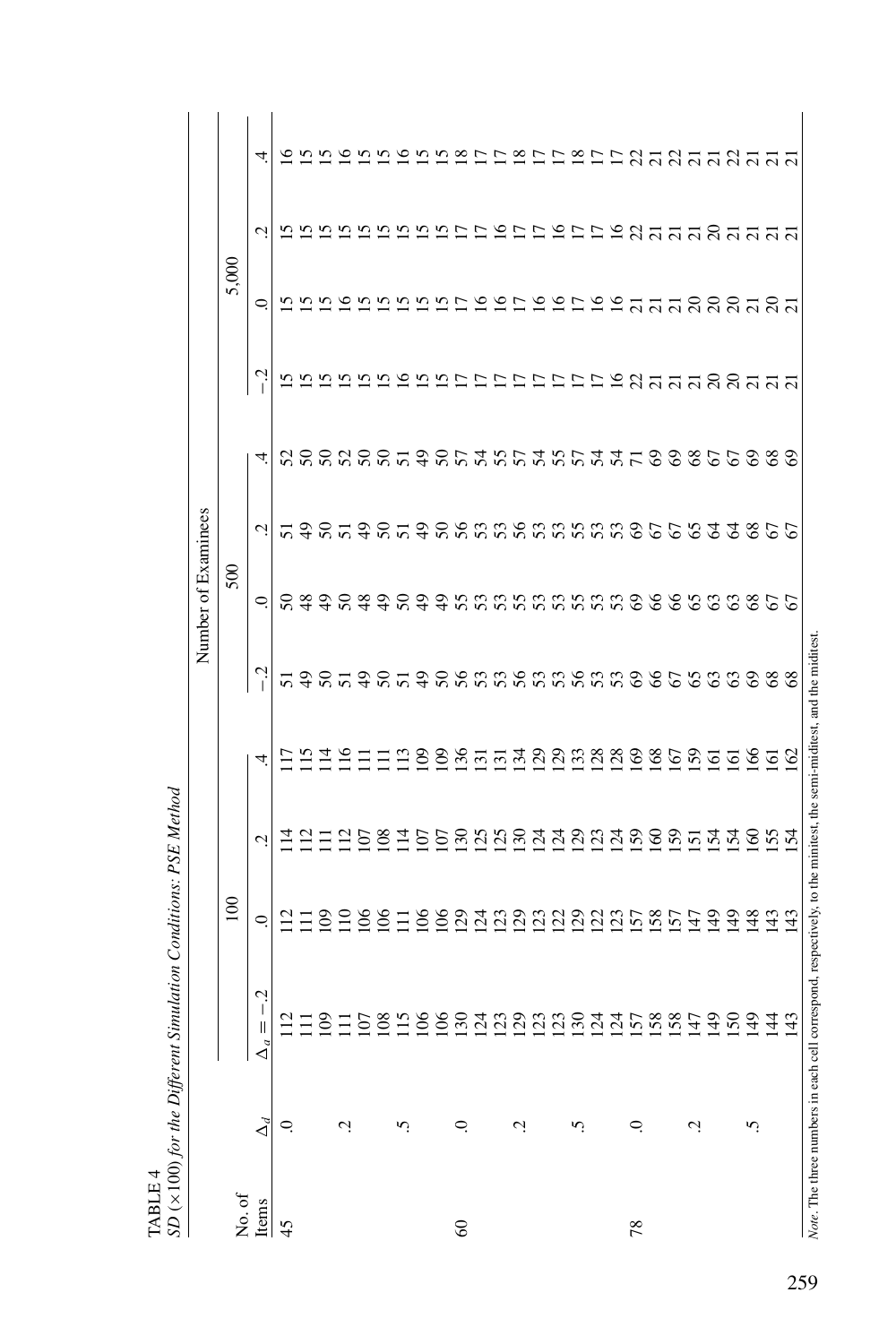TABLE 4
*SD* (×100) *for the Different Simulation Conditions: PSE Method*

| No. of Items | $\Delta_d$ | 100 | | | | 500 | | | | 5,000 | | | |
|---|---|---|---|---|---|---|---|---|---|---|---|---|---|
| | | $\Delta_a = -.2$ | .0 | .2 | .4 | −.2 | .0 | .2 | .4 | −.2 | .0 | .2 | .4 |
| 45 | .0 | 112 | 112 | 114 | 117 | 51 | 50 | 51 | 52 | 15 | 15 | 15 | 16 |
| | | 111 | 111 | 112 | 115 | 49 | 48 | 49 | 50 | 15 | 15 | 15 | 15 |
| | | 109 | 109 | 111 | 114 | 50 | 49 | 50 | 50 | 15 | 15 | 15 | 15 |
| | .2 | 111 | 110 | 112 | 116 | 51 | 50 | 51 | 52 | 15 | 16 | 15 | 16 |
| | | 107 | 106 | 107 | 111 | 49 | 48 | 49 | 50 | 15 | 15 | 15 | 15 |
| | | 108 | 106 | 108 | 111 | 50 | 49 | 50 | 50 | 15 | 15 | 15 | 15 |
| | .5 | 115 | 111 | 114 | 113 | 51 | 50 | 51 | 51 | 16 | 15 | 15 | 16 |
| | | 106 | 106 | 107 | 109 | 49 | 49 | 49 | 49 | 15 | 15 | 15 | 15 |
| | | 106 | 106 | 107 | 109 | 50 | 49 | 50 | 50 | 15 | 15 | 15 | 15 |
| 60 | .0 | 130 | 129 | 130 | 136 | 56 | 55 | 56 | 57 | 17 | 17 | 17 | 18 |
| | | 124 | 124 | 125 | 131 | 53 | 53 | 53 | 54 | 17 | 16 | 17 | 17 |
| | | 123 | 123 | 125 | 131 | 53 | 53 | 53 | 55 | 17 | 16 | 16 | 17 |
| | .2 | 129 | 129 | 130 | 134 | 56 | 55 | 56 | 57 | 17 | 17 | 17 | 18 |
| | | 123 | 123 | 124 | 129 | 53 | 53 | 53 | 54 | 17 | 16 | 17 | 17 |
| | | 123 | 122 | 124 | 129 | 53 | 53 | 53 | 55 | 17 | 16 | 16 | 17 |
| | .5 | 130 | 129 | 129 | 133 | 56 | 55 | 55 | 57 | 17 | 17 | 17 | 18 |
| | | 124 | 122 | 123 | 128 | 53 | 53 | 53 | 54 | 17 | 16 | 17 | 17 |
| | | 124 | 123 | 124 | 128 | 53 | 53 | 53 | 54 | 16 | 16 | 16 | 17 |
| 78 | .0 | 157 | 157 | 159 | 169 | 69 | 69 | 69 | 71 | 22 | 21 | 22 | 22 |
| | | 158 | 158 | 160 | 168 | 66 | 66 | 67 | 69 | 21 | 21 | 21 | 21 |
| | | 158 | 157 | 159 | 167 | 67 | 66 | 67 | 69 | 21 | 21 | 21 | 22 |
| | .2 | 147 | 147 | 151 | 159 | 65 | 65 | 65 | 68 | 21 | 20 | 21 | 21 |
| | | 149 | 149 | 154 | 161 | 63 | 63 | 64 | 67 | 20 | 20 | 20 | 21 |
| | | 150 | 149 | 154 | 161 | 63 | 63 | 64 | 67 | 20 | 20 | 21 | 22 |
| | .5 | 149 | 148 | 160 | 166 | 69 | 68 | 68 | 69 | 21 | 21 | 21 | 21 |
| | | 144 | 143 | 155 | 161 | 68 | 67 | 67 | 68 | 21 | 20 | 21 | 21 |
| | | 143 | 143 | 154 | 162 | 68 | 67 | 67 | 69 | 21 | 21 | 21 | 21 |

*Note.* The three numbers in each cell correspond, respectively, to the minitest, the semi-miditest, and the miditest.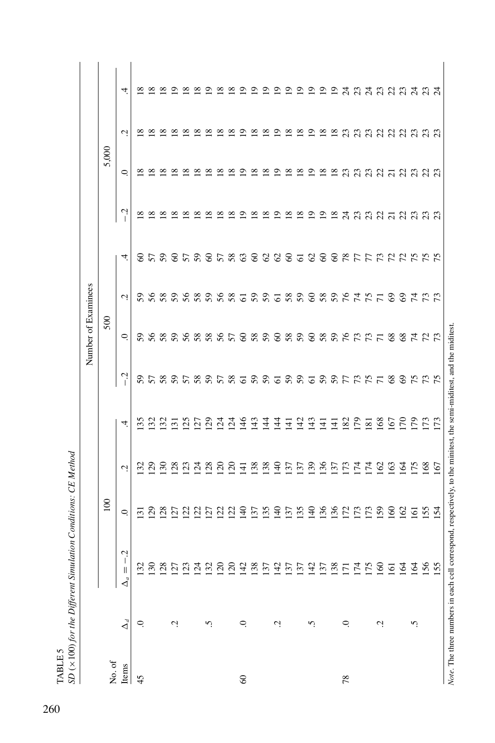TABLE 5

*SD* (×100) *for the Different Simulation Conditions: CE Method*

| No. of Items | $\Delta_d$ | Number of Examinees | | | | | | | | | | | |
|---|---|---|---|---|---|---|---|---|---|---|---|---|---|
| | | 100 | | | | 500 | | | | 5,000 | | | |
| | | $\Delta_a = -.2$ | .0 | .2 | .4 | −.2 | .0 | .2 | .4 | −.2 | .0 | .2 | .4 |
| 45 | .0 | 132 | 131 | 132 | 135 | 59 | 59 | 59 | 60 | 18 | 18 | 18 | 18 |
| | | 130 | 129 | 129 | 132 | 57 | 56 | 56 | 57 | 18 | 18 | 18 | 18 |
| | | 128 | 128 | 130 | 132 | 58 | 58 | 58 | 59 | 18 | 18 | 18 | 18 |
| | .2 | 127 | 127 | 128 | 131 | 59 | 59 | 59 | 60 | 18 | 18 | 18 | 19 |
| | | 123 | 122 | 123 | 125 | 57 | 56 | 56 | 57 | 18 | 18 | 18 | 18 |
| | | 124 | 122 | 124 | 127 | 58 | 58 | 58 | 59 | 18 | 18 | 18 | 18 |
| | .5 | 132 | 127 | 128 | 129 | 59 | 58 | 59 | 60 | 18 | 18 | 18 | 19 |
| | | 120 | 122 | 120 | 124 | 57 | 56 | 56 | 57 | 18 | 18 | 18 | 18 |
| | | 120 | 122 | 120 | 124 | 58 | 57 | 58 | 58 | 18 | 18 | 18 | 18 |
| 60 | .0 | 142 | 140 | 141 | 146 | 61 | 60 | 61 | 63 | 19 | 19 | 19 | 19 |
| | | 138 | 137 | 138 | 143 | 59 | 58 | 59 | 60 | 18 | 18 | 18 | 19 |
| | | 137 | 135 | 138 | 144 | 59 | 59 | 59 | 62 | 18 | 18 | 18 | 19 |
| | .2 | 142 | 140 | 140 | 144 | 61 | 60 | 61 | 62 | 19 | 19 | 19 | 19 |
| | | 137 | 137 | 137 | 141 | 59 | 58 | 58 | 60 | 18 | 18 | 18 | 19 |
| | | 137 | 135 | 137 | 142 | 59 | 59 | 59 | 61 | 18 | 18 | 18 | 19 |
| | .5 | 142 | 140 | 139 | 143 | 61 | 60 | 60 | 62 | 19 | 19 | 19 | 19 |
| | | 137 | 136 | 136 | 141 | 59 | 58 | 58 | 60 | 19 | 18 | 18 | 19 |
| | | 138 | 136 | 137 | 141 | 59 | 59 | 59 | 60 | 18 | 18 | 18 | 19 |
| 78 | .0 | 171 | 172 | 173 | 182 | 77 | 76 | 76 | 78 | 24 | 23 | 23 | 24 |
| | | 174 | 173 | 174 | 179 | 73 | 73 | 74 | 77 | 23 | 23 | 23 | 23 |
| | | 175 | 173 | 174 | 181 | 75 | 73 | 75 | 77 | 23 | 23 | 23 | 24 |
| | .2 | 160 | 159 | 162 | 168 | 71 | 71 | 71 | 73 | 22 | 22 | 22 | 23 |
| | | 161 | 160 | 163 | 167 | 68 | 68 | 69 | 72 | 21 | 21 | 22 | 22 |
| | | 164 | 162 | 164 | 170 | 69 | 68 | 69 | 72 | 22 | 22 | 22 | 23 |
| | .5 | 164 | 161 | 175 | 179 | 75 | 74 | 74 | 75 | 23 | 23 | 23 | 24 |
| | | 156 | 155 | 168 | 173 | 73 | 72 | 73 | 75 | 23 | 22 | 23 | 23 |
| | | 155 | 154 | 167 | 173 | 75 | 73 | 73 | 75 | 23 | 23 | 23 | 24 |

*Note.* The three numbers in each cell correspond, respectively, to the minitest, the semi-miditest, and the miditest.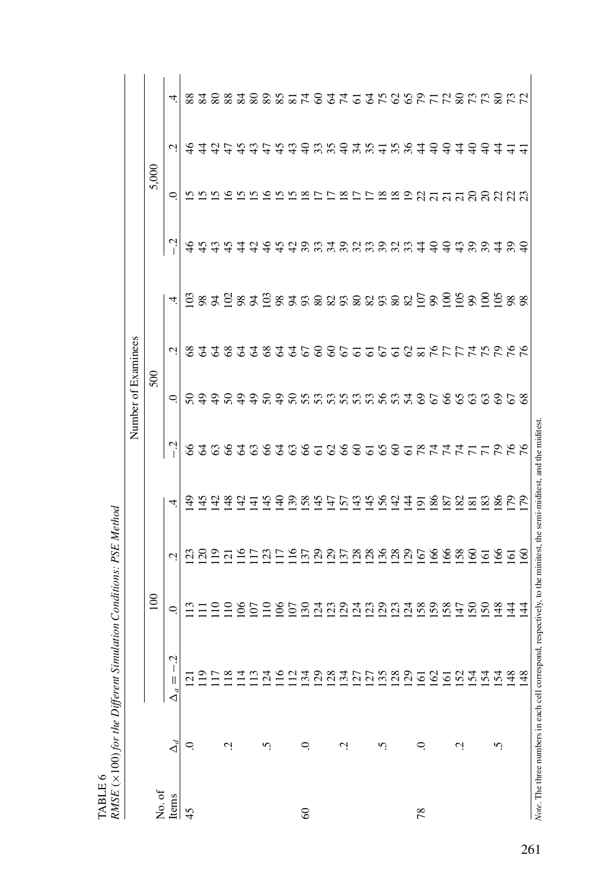TABLE 6

*RMSE* (×100) *for the Different Simulation Conditions: PSE Method*

| | | Number of Examinees | | | | | | | | | | | |
|---|---|---|---|---|---|---|---|---|---|---|---|---|---|
| | | 100 | | | | 500 | | | | 5,000 | | | |
| No. of Items | $\Delta_d$ | $\Delta_a = -.2$ | .0 | .2 | .4 | −.2 | .0 | .2 | .4 | −.2 | .0 | .2 | .4 |
| 45 | .0 | 121 | 113 | 123 | 149 | 66 | 50 | 68 | 103 | 46 | 15 | 46 | 88 |
| | | 119 | 111 | 120 | 145 | 64 | 49 | 64 | 98 | 45 | 15 | 44 | 84 |
| | | 117 | 110 | 119 | 142 | 63 | 49 | 64 | 94 | 43 | 15 | 42 | 80 |
| | .2 | 118 | 110 | 121 | 148 | 66 | 50 | 68 | 102 | 45 | 16 | 47 | 88 |
| | | 114 | 106 | 116 | 142 | 64 | 49 | 64 | 98 | 44 | 15 | 45 | 84 |
| | | 113 | 107 | 117 | 141 | 63 | 49 | 64 | 94 | 42 | 15 | 43 | 80 |
| | .5 | 124 | 110 | 123 | 145 | 66 | 50 | 68 | 103 | 46 | 16 | 47 | 89 |
| | | 116 | 106 | 117 | 140 | 64 | 49 | 64 | 98 | 45 | 15 | 45 | 85 |
| | | 112 | 107 | 116 | 139 | 63 | 50 | 64 | 94 | 42 | 15 | 43 | 81 |
| 60 | .0 | 134 | 130 | 137 | 158 | 66 | 55 | 67 | 93 | 39 | 18 | 40 | 74 |
| | | 129 | 124 | 129 | 145 | 61 | 53 | 60 | 80 | 33 | 17 | 33 | 60 |
| | | 128 | 123 | 129 | 147 | 62 | 53 | 60 | 82 | 34 | 17 | 35 | 64 |
| | .2 | 134 | 129 | 137 | 157 | 66 | 55 | 67 | 93 | 39 | 18 | 40 | 74 |
| | | 127 | 124 | 128 | 143 | 60 | 53 | 61 | 80 | 32 | 17 | 34 | 61 |
| | | 127 | 123 | 128 | 145 | 61 | 53 | 61 | 82 | 33 | 17 | 35 | 64 |
| | .5 | 135 | 129 | 136 | 156 | 65 | 56 | 67 | 93 | 39 | 18 | 41 | 75 |
| | | 128 | 123 | 128 | 142 | 60 | 53 | 61 | 80 | 32 | 18 | 35 | 62 |
| | | 129 | 124 | 129 | 144 | 61 | 54 | 62 | 82 | 33 | 19 | 36 | 65 |
| 78 | .0 | 161 | 158 | 167 | 191 | 78 | 69 | 81 | 107 | 44 | 22 | 44 | 79 |
| | | 162 | 159 | 166 | 186 | 74 | 67 | 76 | 99 | 40 | 21 | 40 | 71 |
| | | 161 | 158 | 166 | 187 | 74 | 66 | 77 | 100 | 40 | 21 | 40 | 72 |
| | .2 | 152 | 147 | 158 | 182 | 74 | 65 | 77 | 105 | 43 | 21 | 44 | 80 |
| | | 154 | 150 | 160 | 181 | 71 | 63 | 74 | 99 | 39 | 20 | 40 | 73 |
| | | 154 | 150 | 161 | 183 | 71 | 63 | 75 | 100 | 39 | 20 | 40 | 73 |
| | .5 | 154 | 148 | 166 | 186 | 79 | 69 | 79 | 105 | 44 | 22 | 44 | 80 |
| | | 148 | 144 | 161 | 179 | 76 | 67 | 76 | 98 | 39 | 22 | 41 | 73 |
| | | 148 | 144 | 160 | 179 | 76 | 68 | 76 | 98 | 40 | 23 | 41 | 72 |

*Note.* The three numbers in each cell correspond, respectively, to the minitest, the semi-miditest, and the miditest.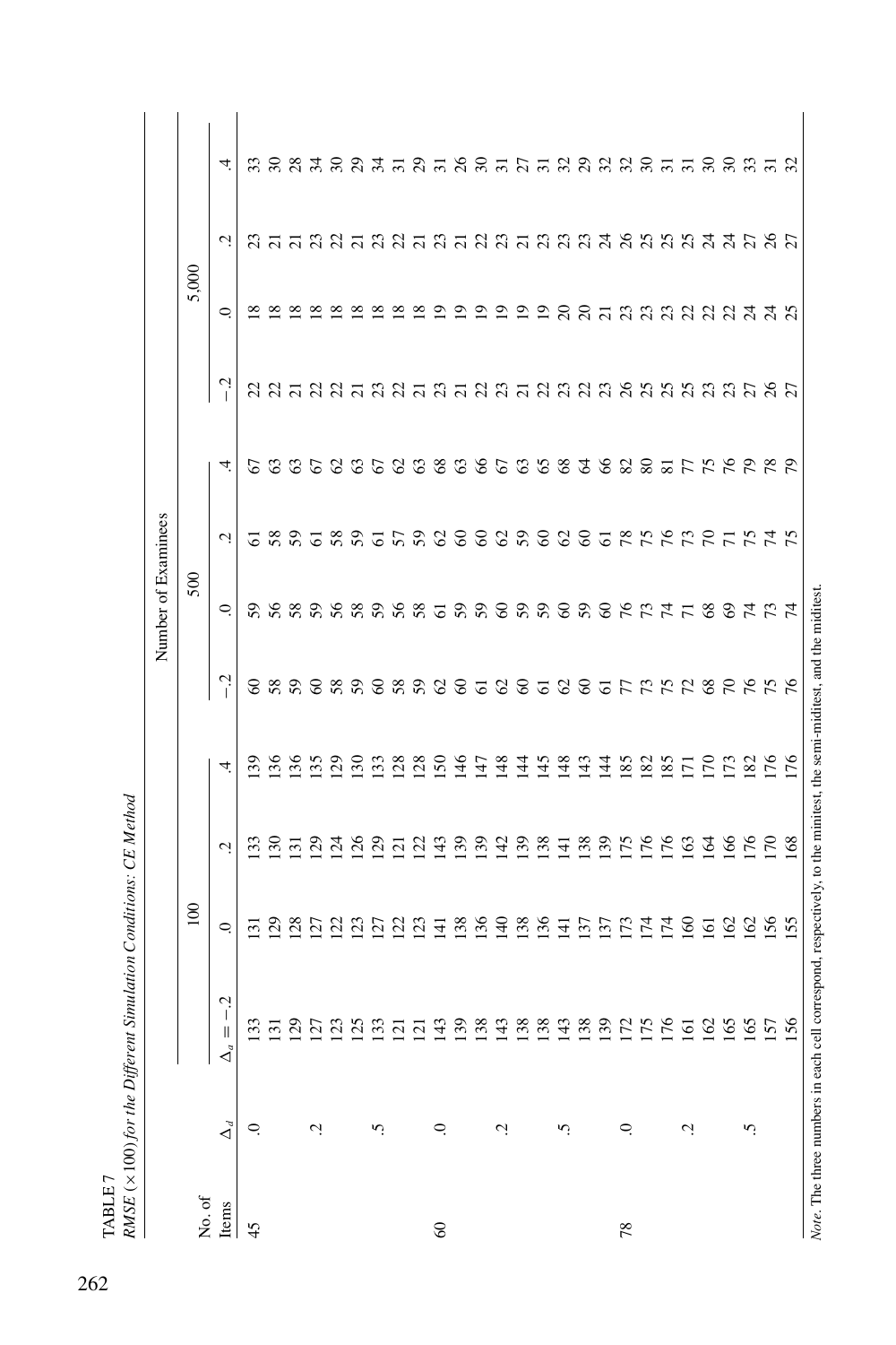TABLE 7

*RMSE (×100) for the Different Simulation Conditions: CE Method*

| No. of Items | $\Delta_d$ | 100 | | | | 500 | | | | 5,000 | | | |
|---|---|---|---|---|---|---|---|---|---|---|---|---|---|
| | | $\Delta_a = -.2$ | .0 | .2 | .4 | −.2 | .0 | .2 | .4 | −.2 | .0 | .2 | .4 |
| 45 | .0 | 133 | 131 | 133 | 139 | 60 | 59 | 61 | 67 | 22 | 18 | 23 | 33 |
| | | 131 | 129 | 130 | 136 | 58 | 56 | 58 | 63 | 22 | 18 | 21 | 30 |
| | | 129 | 128 | 131 | 136 | 59 | 58 | 59 | 63 | 21 | 18 | 21 | 28 |
| | .2 | 127 | 127 | 129 | 135 | 60 | 59 | 61 | 67 | 22 | 18 | 23 | 34 |
| | | 123 | 122 | 124 | 129 | 58 | 56 | 58 | 62 | 22 | 18 | 22 | 30 |
| | | 125 | 123 | 126 | 130 | 59 | 58 | 59 | 63 | 21 | 18 | 21 | 29 |
| | .5 | 133 | 127 | 129 | 133 | 60 | 59 | 61 | 67 | 23 | 18 | 23 | 34 |
| | | 121 | 122 | 121 | 128 | 58 | 56 | 57 | 62 | 22 | 18 | 22 | 31 |
| | | 121 | 123 | 122 | 128 | 59 | 58 | 59 | 63 | 21 | 18 | 21 | 29 |
| 60 | .0 | 143 | 141 | 143 | 150 | 62 | 61 | 62 | 68 | 23 | 19 | 23 | 31 |
| | | 139 | 138 | 139 | 146 | 60 | 59 | 60 | 63 | 21 | 19 | 21 | 26 |
| | | 138 | 136 | 139 | 147 | 61 | 59 | 60 | 66 | 22 | 19 | 22 | 30 |
| | .2 | 143 | 140 | 142 | 148 | 62 | 60 | 62 | 67 | 23 | 19 | 23 | 31 |
| | | 138 | 138 | 139 | 144 | 60 | 59 | 59 | 63 | 21 | 19 | 21 | 27 |
| | | 138 | 136 | 138 | 145 | 61 | 59 | 60 | 65 | 22 | 19 | 23 | 31 |
| | .5 | 143 | 141 | 141 | 148 | 62 | 60 | 62 | 68 | 23 | 20 | 23 | 32 |
| | | 138 | 137 | 138 | 143 | 60 | 59 | 60 | 64 | 22 | 20 | 23 | 29 |
| | | 139 | 137 | 139 | 144 | 61 | 60 | 61 | 66 | 23 | 21 | 24 | 32 |
| 78 | .0 | 172 | 173 | 175 | 185 | 77 | 76 | 78 | 82 | 26 | 23 | 26 | 32 |
| | | 175 | 174 | 176 | 182 | 73 | 73 | 75 | 80 | 25 | 23 | 25 | 30 |
| | | 176 | 174 | 176 | 185 | 75 | 74 | 76 | 81 | 25 | 23 | 25 | 31 |
| | .2 | 161 | 160 | 163 | 171 | 72 | 71 | 73 | 77 | 25 | 22 | 25 | 31 |
| | | 162 | 161 | 164 | 170 | 68 | 68 | 70 | 75 | 23 | 22 | 24 | 30 |
| | | 165 | 162 | 166 | 173 | 70 | 69 | 71 | 76 | 23 | 22 | 24 | 30 |
| | .5 | 165 | 162 | 176 | 182 | 76 | 74 | 75 | 79 | 27 | 24 | 27 | 33 |
| | | 157 | 156 | 170 | 176 | 75 | 73 | 74 | 78 | 26 | 24 | 26 | 31 |
| | | 156 | 155 | 168 | 176 | 76 | 74 | 75 | 79 | 27 | 25 | 27 | 32 |

*Note*. The three numbers in each cell correspond, respectively, to the minitest, the semi-miditest, and the miditest.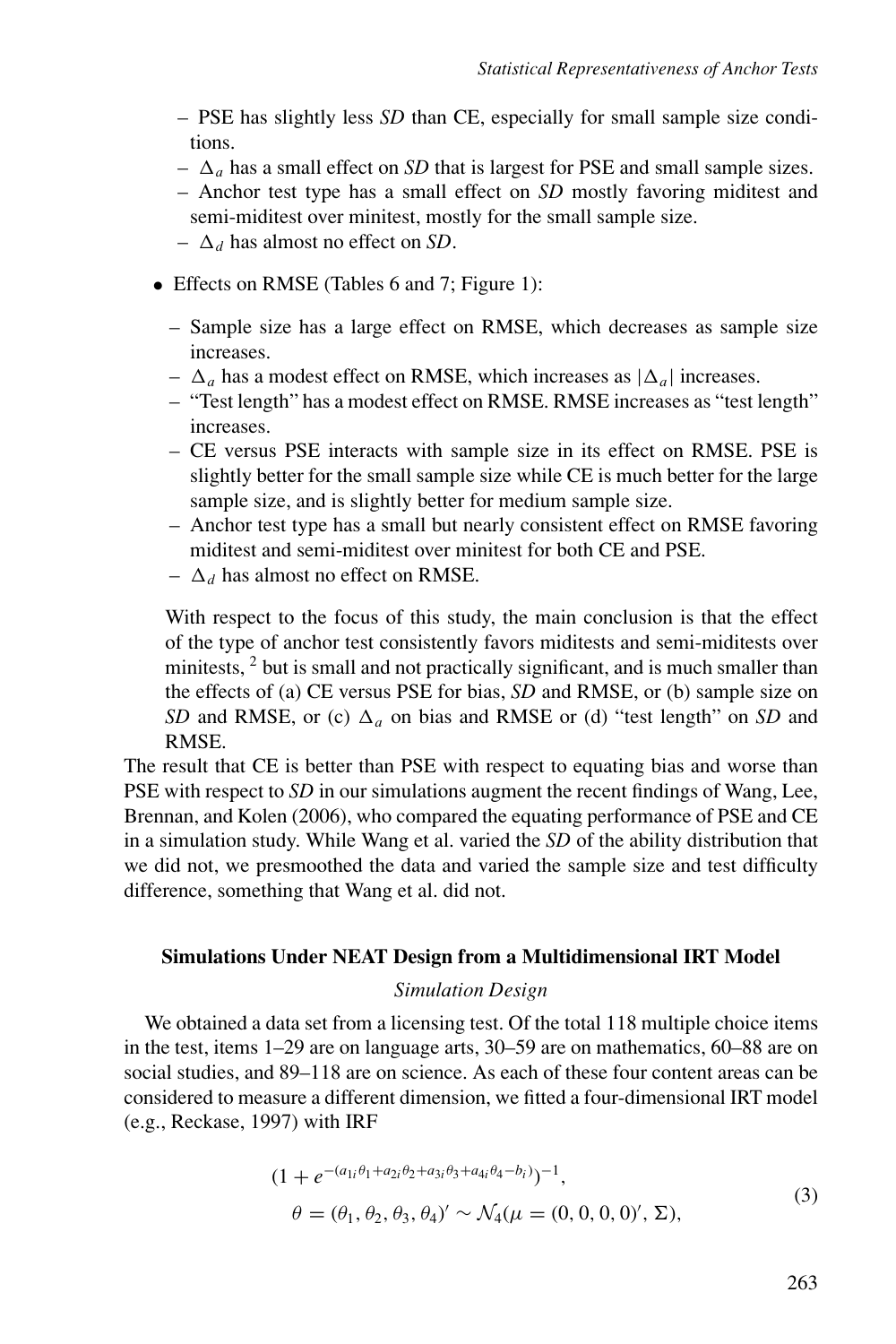- PSE has slightly less *SD* than CE, especially for small sample size conditions.
  - $\Delta_a$ has a small effect on *SD* that is largest for PSE and small sample sizes.
  - Anchor test type has a small effect on *SD* mostly favoring miditest and semi-miditest over minitest, mostly for the small sample size.
  - $\Delta_d$ has almost no effect on *SD*.

- Effects on RMSE (Tables 6 and 7; Figure 1):
  - Sample size has a large effect on RMSE, which decreases as sample size increases.
  - $\Delta_a$ has a modest effect on RMSE, which increases as $|\Delta_a|$ increases.
  - "Test length" has a modest effect on RMSE. RMSE increases as "test length" increases.
  - CE versus PSE interacts with sample size in its effect on RMSE. PSE is slightly better for the small sample size while CE is much better for the large sample size, and is slightly better for medium sample size.
  - Anchor test type has a small but nearly consistent effect on RMSE favoring miditest and semi-miditest over minitest for both CE and PSE.
  - $\Delta_d$ has almost no effect on RMSE.

  With respect to the focus of this study, the main conclusion is that the effect of the type of anchor test consistently favors miditests and semi-miditests over minitests, [2] but is small and not practically significant, and is much smaller than the effects of (a) CE versus PSE for bias, *SD* and RMSE, or (b) sample size on *SD* and RMSE, or (c) $\Delta_a$ on bias and RMSE or (d) "test length" on *SD* and RMSE.

The result that CE is better than PSE with respect to equating bias and worse than PSE with respect to *SD* in our simulations augment the recent findings of Wang, Lee, Brennan, and Kolen (2006), who compared the equating performance of PSE and CE in a simulation study. While Wang et al. varied the *SD* of the ability distribution that we did not, we presmoothed the data and varied the sample size and test difficulty difference, something that Wang et al. did not.

### Simulations Under NEAT Design from a Multidimensional IRT Model

*Simulation Design*

We obtained a data set from a licensing test. Of the total 118 multiple choice items in the test, items 1–29 are on language arts, 30–59 are on mathematics, 60–88 are on social studies, and 89–118 are on science. As each of these four content areas can be considered to measure a different dimension, we fitted a four-dimensional IRT model (e.g., Reckase, 1997) with IRF

$$
\begin{aligned}
&(1 + e^{-(a_{1i}\theta_1 + a_{2i}\theta_2 + a_{3i}\theta_3 + a_{4i}\theta_4 - b_i)})^{-1}, \\
&\theta = (\theta_1, \theta_2, \theta_3, \theta_4)' \sim \mathcal{N}_4(\mu = (0, 0, 0, 0)', \Sigma),
\end{aligned}
\tag{3}
$$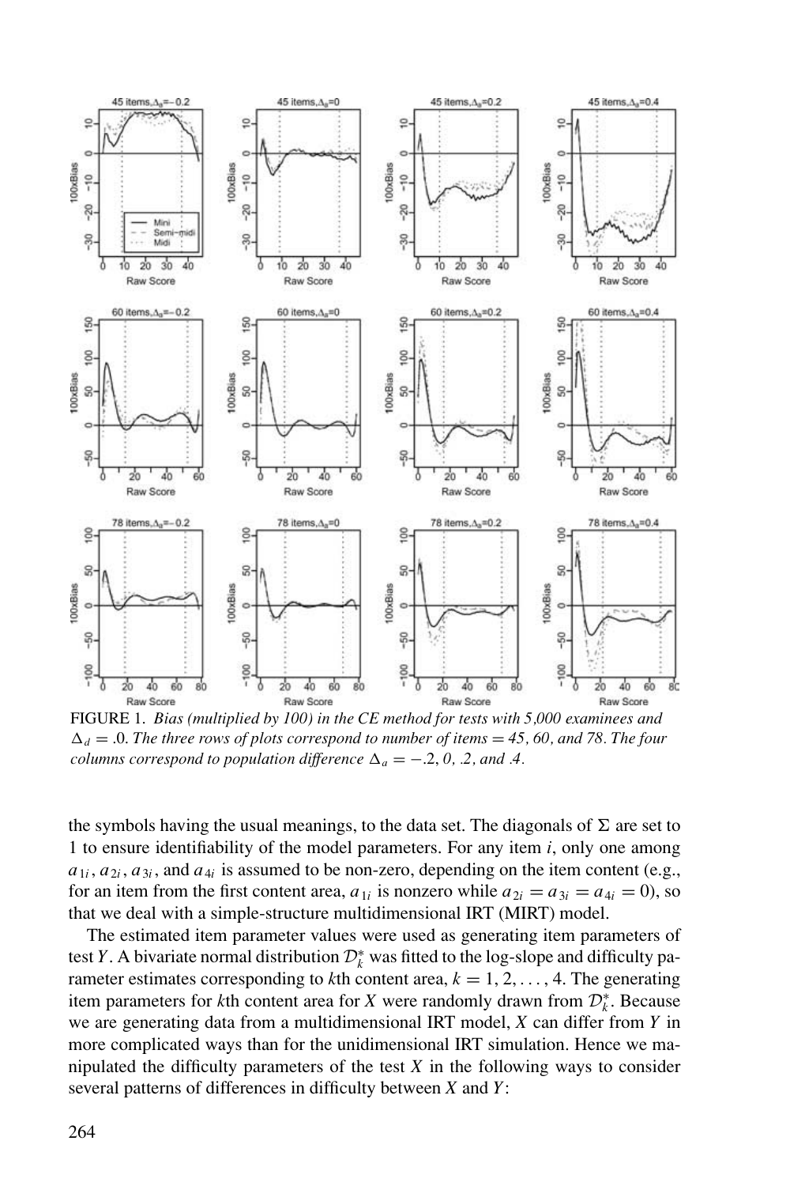FIGURE 1. *Bias (multiplied by 100) in the CE method for tests with 5,000 examinees and $\Delta_d = .0$. The three rows of plots correspond to number of items = 45, 60, and 78. The four columns correspond to population difference $\Delta_a = -.2$, 0, .2, and .4.*

the symbols having the usual meanings, to the data set. The diagonals of $\Sigma$ are set to 1 to ensure identifiability of the model parameters. For any item $i$, only one among $a_{1i}$, $a_{2i}$, $a_{3i}$, and $a_{4i}$ is assumed to be non-zero, depending on the item content (e.g., for an item from the first content area, $a_{1i}$ is nonzero while $a_{2i} = a_{3i} = a_{4i} = 0$), so that we deal with a simple-structure multidimensional IRT (MIRT) model.

The estimated item parameter values were used as generating item parameters of test $Y$. A bivariate normal distribution $\mathcal{D}_k^*$ was fitted to the log-slope and difficulty parameter estimates corresponding to $k$th content area, $k = 1, 2, \ldots, 4$. The generating item parameters for $k$th content area for $X$ were randomly drawn from $\mathcal{D}_k^*$. Because we are generating data from a multidimensional IRT model, $X$ can differ from $Y$ in more complicated ways than for the unidimensional IRT simulation. Hence we manipulated the difficulty parameters of the test $X$ in the following ways to consider several patterns of differences in difficulty between $X$ and $Y$: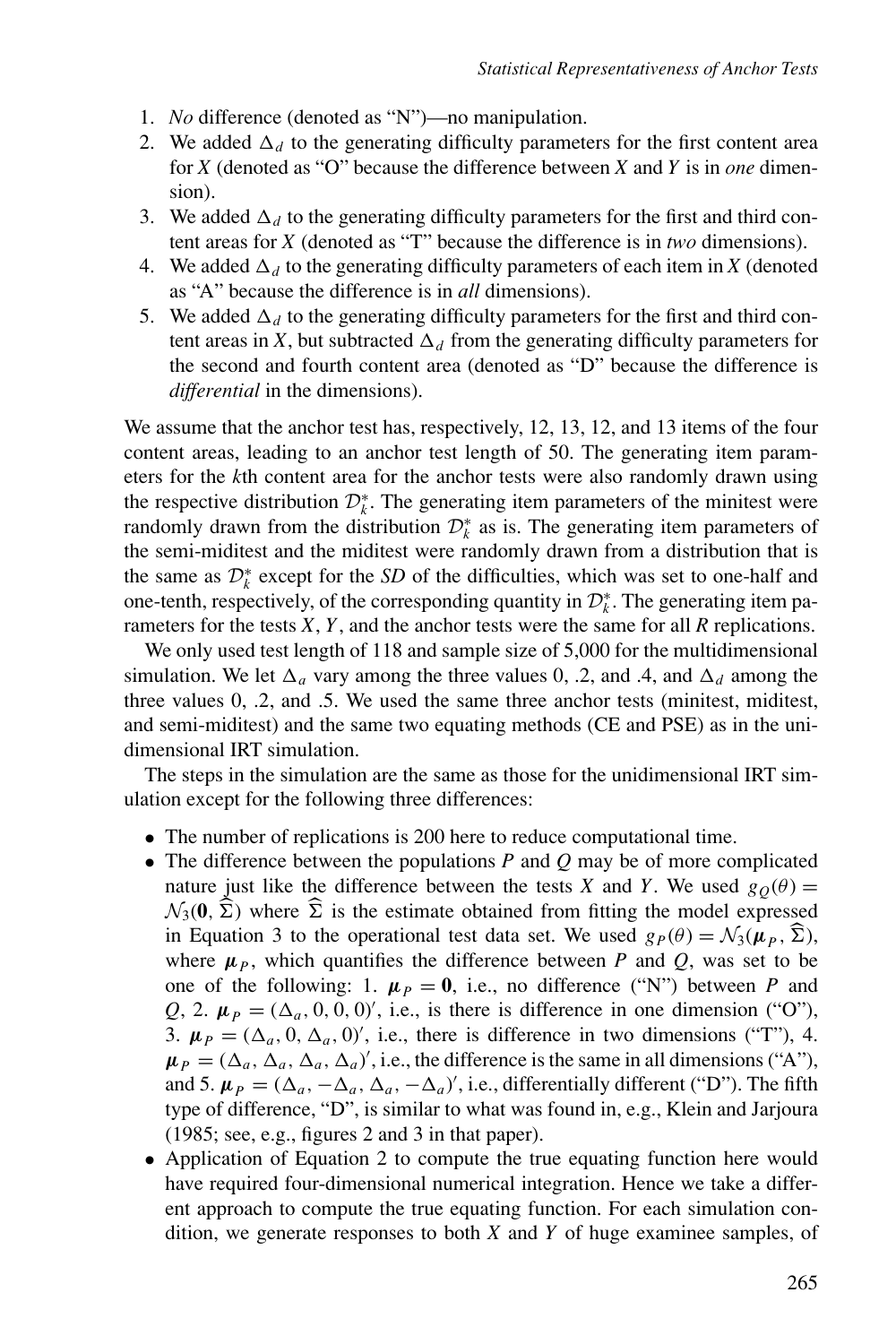1. *No* difference (denoted as "N")—no manipulation.
2. We added $\Delta_d$ to the generating difficulty parameters for the first content area for $X$ (denoted as "O" because the difference between $X$ and $Y$ is in *one* dimension).
3. We added $\Delta_d$ to the generating difficulty parameters for the first and third content areas for $X$ (denoted as "T" because the difference is in *two* dimensions).
4. We added $\Delta_d$ to the generating difficulty parameters of each item in $X$ (denoted as "A" because the difference is in *all* dimensions).
5. We added $\Delta_d$ to the generating difficulty parameters for the first and third content areas in $X$, but subtracted $\Delta_d$ from the generating difficulty parameters for the second and fourth content area (denoted as "D" because the difference is *differential* in the dimensions).

We assume that the anchor test has, respectively, 12, 13, 12, and 13 items of the four content areas, leading to an anchor test length of 50. The generating item parameters for the $k$th content area for the anchor tests were also randomly drawn using the respective distribution $\mathcal{D}_k^*$. The generating item parameters of the minitest were randomly drawn from the distribution $\mathcal{D}_k^*$ as is. The generating item parameters of the semi-miditest and the miditest were randomly drawn from a distribution that is the same as $\mathcal{D}_k^*$ except for the *SD* of the difficulties, which was set to one-half and one-tenth, respectively, of the corresponding quantity in $\mathcal{D}_k^*$. The generating item parameters for the tests $X$, $Y$, and the anchor tests were the same for all $R$ replications.

We only used test length of 118 and sample size of 5,000 for the multidimensional simulation. We let $\Delta_a$ vary among the three values 0, .2, and .4, and $\Delta_d$ among the three values 0, .2, and .5. We used the same three anchor tests (minitest, miditest, and semi-miditest) and the same two equating methods (CE and PSE) as in the unidimensional IRT simulation.

The steps in the simulation are the same as those for the unidimensional IRT simulation except for the following three differences:

- The number of replications is 200 here to reduce computational time.
- The difference between the populations $P$ and $Q$ may be of more complicated nature just like the difference between the tests $X$ and $Y$. We used $g_Q(\theta) = \mathcal{N}_3(\mathbf{0}, \widehat{\Sigma})$ where $\widehat{\Sigma}$ is the estimate obtained from fitting the model expressed in Equation 3 to the operational test data set. We used $g_P(\theta) = \mathcal{N}_3(\boldsymbol{\mu}_P, \widehat{\Sigma})$, where $\boldsymbol{\mu}_P$, which quantifies the difference between $P$ and $Q$, was set to be one of the following: 1. $\boldsymbol{\mu}_P = \mathbf{0}$, i.e., no difference ("N") between $P$ and $Q$, 2. $\boldsymbol{\mu}_P = (\Delta_a, 0, 0, 0)'$, i.e., is there is difference in one dimension ("O"), 3. $\boldsymbol{\mu}_P = (\Delta_a, 0, \Delta_a, 0)'$, i.e., there is difference in two dimensions ("T"), 4. $\boldsymbol{\mu}_P = (\Delta_a, \Delta_a, \Delta_a, \Delta_a)'$, i.e., the difference is the same in all dimensions ("A"), and 5. $\boldsymbol{\mu}_P = (\Delta_a, -\Delta_a, \Delta_a, -\Delta_a)'$, i.e., differentially different ("D"). The fifth type of difference, "D", is similar to what was found in, e.g., Klein and Jarjoura (1985; see, e.g., figures 2 and 3 in that paper).
- Application of Equation 2 to compute the true equating function here would have required four-dimensional numerical integration. Hence we take a different approach to compute the true equating function. For each simulation condition, we generate responses to both $X$ and $Y$ of huge examinee samples, of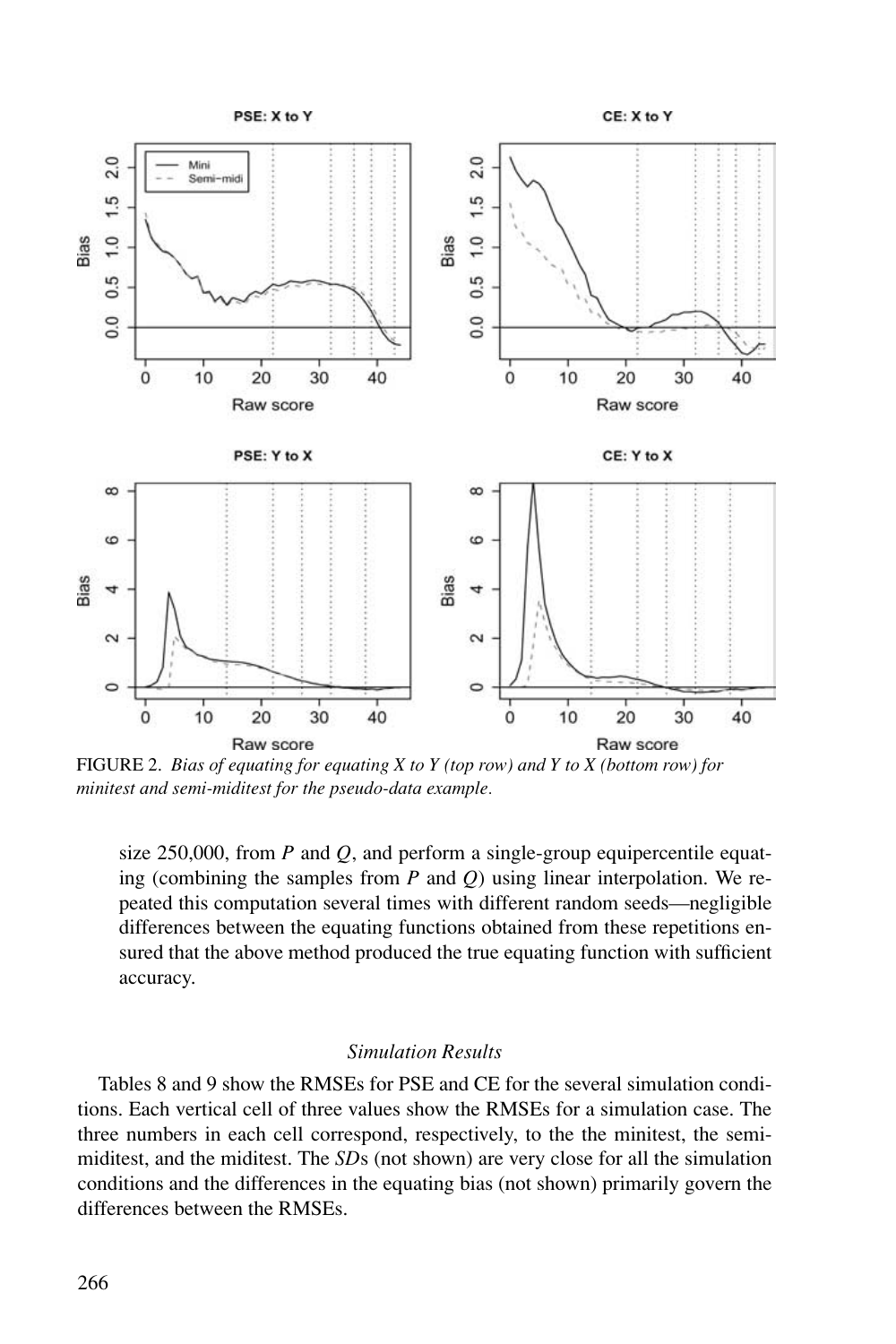FIGURE 2. *Bias of equating for equating X to Y (top row) and Y to X (bottom row) for minitest and semi-miditest for the pseudo-data example.*

size 250,000, from $P$ and $Q$, and perform a single-group equipercentile equating (combining the samples from $P$ and $Q$) using linear interpolation. We repeated this computation several times with different random seeds—negligible differences between the equating functions obtained from these repetitions ensured that the above method produced the true equating function with sufficient accuracy.

### *Simulation Results*

Tables 8 and 9 show the RMSEs for PSE and CE for the several simulation conditions. Each vertical cell of three values show the RMSEs for a simulation case. The three numbers in each cell correspond, respectively, to the the minitest, the semi-miditest, and the miditest. The *SD*s (not shown) are very close for all the simulation conditions and the differences in the equating bias (not shown) primarily govern the differences between the RMSEs.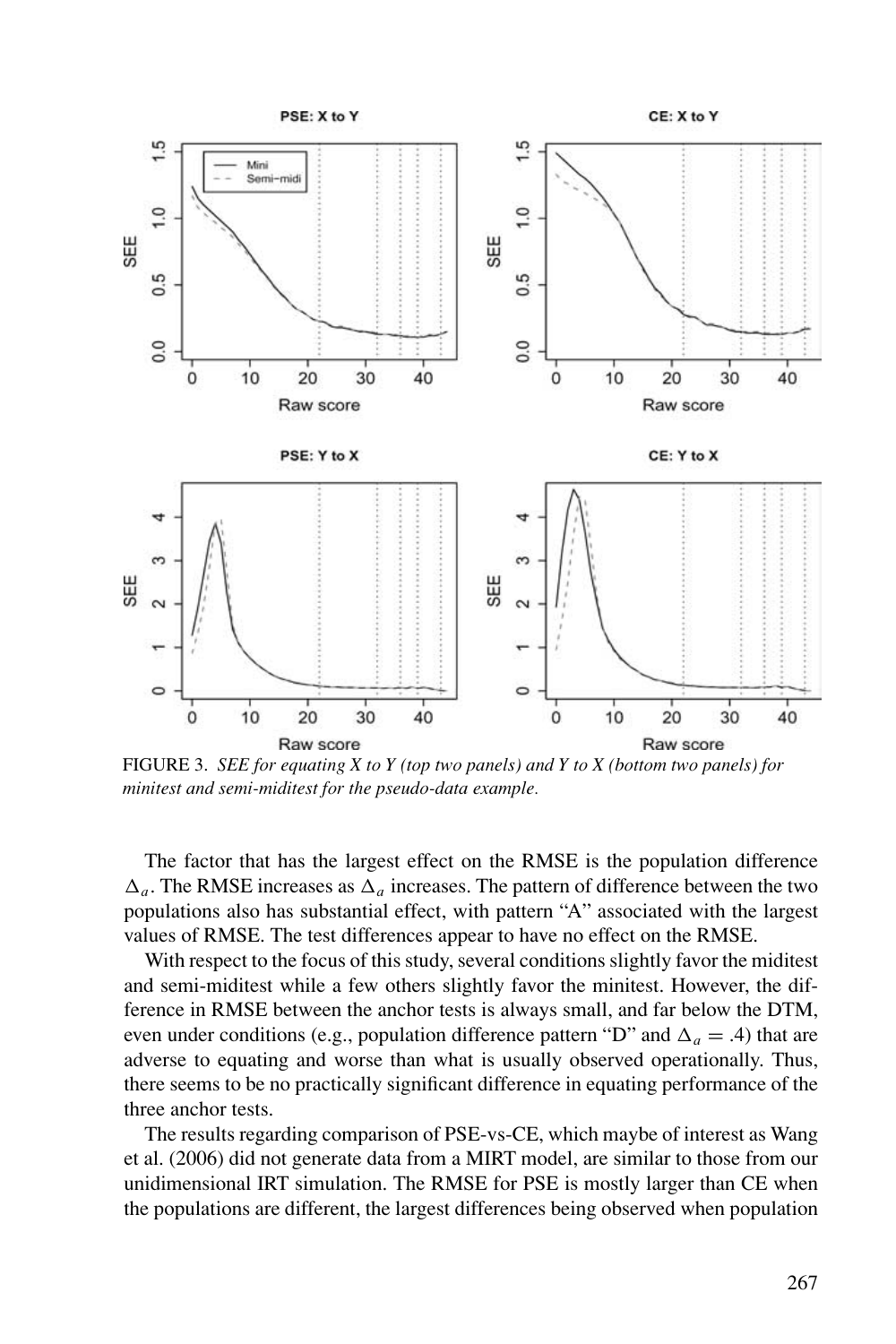FIGURE 3. *SEE for equating X to Y (top two panels) and Y to X (bottom two panels) for minitest and semi-miditest for the pseudo-data example.*

The factor that has the largest effect on the RMSE is the population difference $\Delta_a$. The RMSE increases as $\Delta_a$ increases. The pattern of difference between the two populations also has substantial effect, with pattern "A" associated with the largest values of RMSE. The test differences appear to have no effect on the RMSE.

With respect to the focus of this study, several conditions slightly favor the miditest and semi-miditest while a few others slightly favor the minitest. However, the difference in RMSE between the anchor tests is always small, and far below the DTM, even under conditions (e.g., population difference pattern "D" and $\Delta_a = .4$) that are adverse to equating and worse than what is usually observed operationally. Thus, there seems to be no practically significant difference in equating performance of the three anchor tests.

The results regarding comparison of PSE-vs-CE, which maybe of interest as Wang et al. (2006) did not generate data from a MIRT model, are similar to those from our unidimensional IRT simulation. The RMSE for PSE is mostly larger than CE when the populations are different, the largest differences being observed when population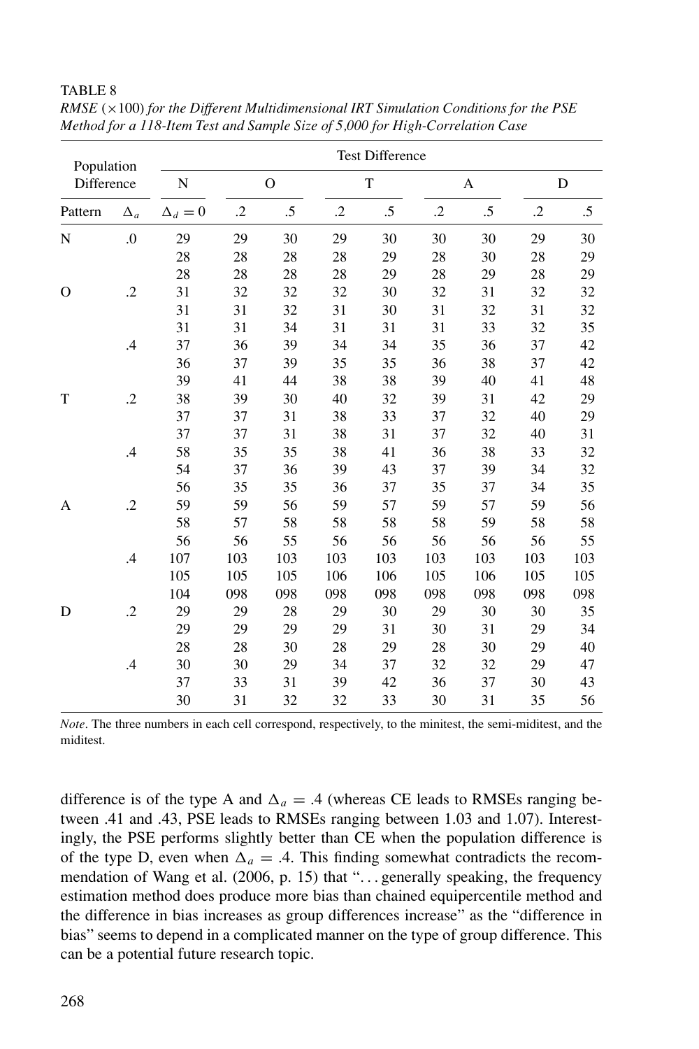TABLE 8

*RMSE* ($\times 100$) *for the Different Multidimensional IRT Simulation Conditions for the PSE Method for a 118-Item Test and Sample Size of 5,000 for High-Correlation Case*

| Population Difference | | Test Difference | | | | | | | | |
|---|---|---|---|---|---|---|---|---|---|---|
| | | N | O | | T | | A | | D | |
| Pattern | $\Delta_a$ | $\Delta_d = 0$ | .2 | .5 | .2 | .5 | .2 | .5 | .2 | .5 |
| N | .0 | 29 | 29 | 30 | 29 | 30 | 30 | 30 | 29 | 30 |
| | | 28 | 28 | 28 | 28 | 29 | 28 | 30 | 28 | 29 |
| | | 28 | 28 | 28 | 28 | 29 | 28 | 29 | 28 | 29 |
| O | .2 | 31 | 32 | 32 | 32 | 30 | 32 | 31 | 32 | 32 |
| | | 31 | 31 | 32 | 31 | 30 | 31 | 32 | 31 | 32 |
| | | 31 | 31 | 34 | 31 | 31 | 31 | 33 | 32 | 35 |
| | .4 | 37 | 36 | 39 | 34 | 34 | 35 | 36 | 37 | 42 |
| | | 36 | 37 | 39 | 35 | 35 | 36 | 38 | 37 | 42 |
| | | 39 | 41 | 44 | 38 | 38 | 39 | 40 | 41 | 48 |
| T | .2 | 38 | 39 | 30 | 40 | 32 | 39 | 31 | 42 | 29 |
| | | 37 | 37 | 31 | 38 | 33 | 37 | 32 | 40 | 29 |
| | | 37 | 37 | 31 | 38 | 31 | 37 | 32 | 40 | 31 |
| | .4 | 58 | 35 | 35 | 38 | 41 | 36 | 38 | 33 | 32 |
| | | 54 | 37 | 36 | 39 | 43 | 37 | 39 | 34 | 32 |
| | | 56 | 35 | 35 | 36 | 37 | 35 | 37 | 34 | 35 |
| A | .2 | 59 | 59 | 56 | 59 | 57 | 59 | 57 | 59 | 56 |
| | | 58 | 57 | 58 | 58 | 58 | 58 | 59 | 58 | 58 |
| | | 56 | 56 | 55 | 56 | 56 | 56 | 56 | 56 | 55 |
| | .4 | 107 | 103 | 103 | 103 | 103 | 103 | 103 | 103 | 103 |
| | | 105 | 105 | 105 | 106 | 106 | 105 | 106 | 105 | 105 |
| | | 104 | 098 | 098 | 098 | 098 | 098 | 098 | 098 | 098 |
| D | .2 | 29 | 29 | 28 | 29 | 30 | 29 | 30 | 30 | 35 |
| | | 29 | 29 | 29 | 29 | 31 | 30 | 31 | 29 | 34 |
| | | 28 | 28 | 30 | 28 | 29 | 28 | 30 | 29 | 40 |
| | .4 | 30 | 30 | 29 | 34 | 37 | 32 | 32 | 29 | 47 |
| | | 37 | 33 | 31 | 39 | 42 | 36 | 37 | 30 | 43 |
| | | 30 | 31 | 32 | 32 | 33 | 30 | 31 | 35 | 56 |

*Note*. The three numbers in each cell correspond, respectively, to the minitest, the semi-miditest, and the miditest.

difference is of the type A and $\Delta_a = .4$ (whereas CE leads to RMSEs ranging between .41 and .43, PSE leads to RMSEs ranging between 1.03 and 1.07). Interestingly, the PSE performs slightly better than CE when the population difference is of the type D, even when $\Delta_a = .4$. This finding somewhat contradicts the recommendation of Wang et al. (2006, p. 15) that "... generally speaking, the frequency estimation method does produce more bias than chained equipercentile method and the difference in bias increases as group differences increase" as the "difference in bias" seems to depend in a complicated manner on the type of group difference. This can be a potential future research topic.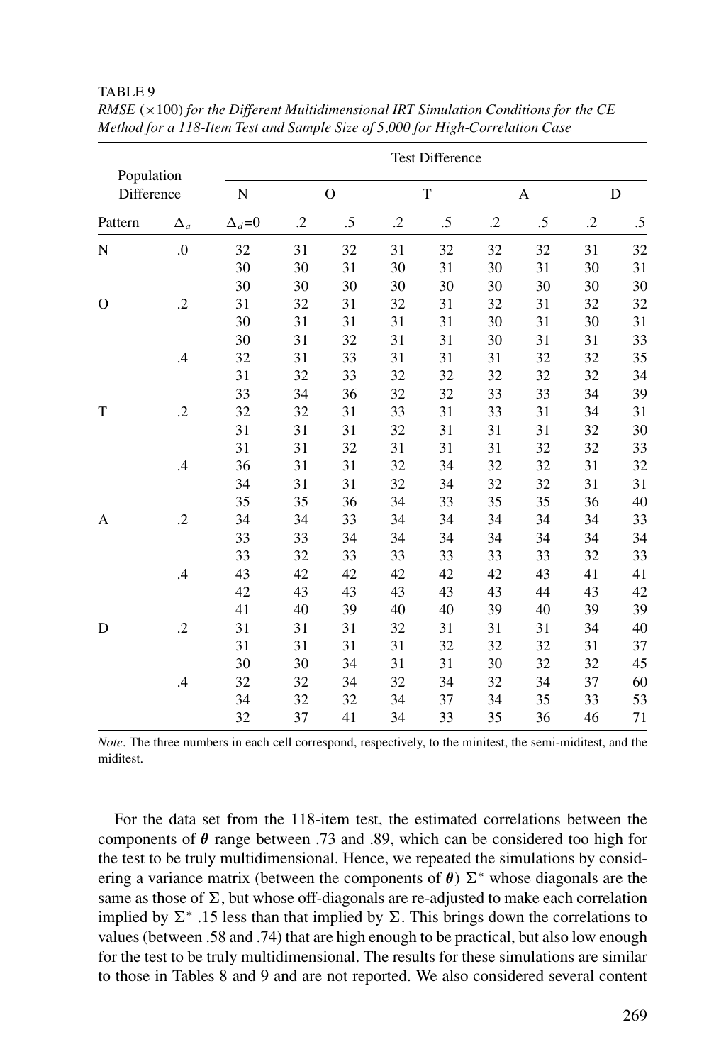TABLE 9

*RMSE* ($\times$100) *for the Different Multidimensional IRT Simulation Conditions for the CE Method for a 118-Item Test and Sample Size of 5,000 for High-Correlation Case*

| Population Difference | | Test Difference | | | | | | | | |
|---|---|---|---|---|---|---|---|---|---|---|
| | | N | O | | T | | A | | D | |
| Pattern | $\Delta_a$ | $\Delta_d$=0 | .2 | .5 | .2 | .5 | .2 | .5 | .2 | .5 |
| N | .0 | 32 | 31 | 32 | 31 | 32 | 32 | 32 | 31 | 32 |
| | | 30 | 30 | 31 | 30 | 31 | 30 | 31 | 30 | 31 |
| | | 30 | 30 | 30 | 30 | 30 | 30 | 30 | 30 | 30 |
| O | .2 | 31 | 32 | 31 | 32 | 31 | 32 | 31 | 32 | 32 |
| | | 30 | 31 | 31 | 31 | 31 | 30 | 31 | 30 | 31 |
| | | 30 | 31 | 32 | 31 | 31 | 30 | 31 | 31 | 33 |
| | .4 | 32 | 31 | 33 | 31 | 31 | 31 | 32 | 32 | 35 |
| | | 31 | 32 | 33 | 32 | 32 | 32 | 32 | 32 | 34 |
| | | 33 | 34 | 36 | 32 | 32 | 33 | 33 | 34 | 39 |
| T | .2 | 32 | 32 | 31 | 33 | 31 | 33 | 31 | 34 | 31 |
| | | 31 | 31 | 31 | 32 | 31 | 31 | 31 | 32 | 30 |
| | | 31 | 31 | 32 | 31 | 31 | 31 | 32 | 32 | 33 |
| | .4 | 36 | 31 | 31 | 32 | 34 | 32 | 32 | 31 | 32 |
| | | 34 | 31 | 31 | 32 | 34 | 32 | 32 | 31 | 31 |
| | | 35 | 35 | 36 | 34 | 33 | 35 | 35 | 36 | 40 |
| A | .2 | 34 | 34 | 33 | 34 | 34 | 34 | 34 | 34 | 33 |
| | | 33 | 33 | 34 | 34 | 34 | 34 | 34 | 34 | 34 |
| | | 33 | 32 | 33 | 33 | 33 | 33 | 33 | 32 | 33 |
| | .4 | 43 | 42 | 42 | 42 | 42 | 42 | 43 | 41 | 41 |
| | | 42 | 43 | 43 | 43 | 43 | 43 | 44 | 43 | 42 |
| | | 41 | 40 | 39 | 40 | 40 | 39 | 40 | 39 | 39 |
| D | .2 | 31 | 31 | 31 | 32 | 31 | 31 | 31 | 34 | 40 |
| | | 31 | 31 | 31 | 31 | 32 | 32 | 32 | 31 | 37 |
| | | 30 | 30 | 34 | 31 | 31 | 30 | 32 | 32 | 45 |
| | .4 | 32 | 32 | 34 | 32 | 34 | 32 | 34 | 37 | 60 |
| | | 34 | 32 | 32 | 34 | 37 | 34 | 35 | 33 | 53 |
| | | 32 | 37 | 41 | 34 | 33 | 35 | 36 | 46 | 71 |

*Note*. The three numbers in each cell correspond, respectively, to the minitest, the semi-miditest, and the miditest.

For the data set from the 118-item test, the estimated correlations between the components of $\boldsymbol{\theta}$ range between .73 and .89, which can be considered too high for the test to be truly multidimensional. Hence, we repeated the simulations by considering a variance matrix (between the components of $\boldsymbol{\theta}$) $\Sigma^*$ whose diagonals are the same as those of $\Sigma$, but whose off-diagonals are re-adjusted to make each correlation implied by $\Sigma^*$ .15 less than that implied by $\Sigma$. This brings down the correlations to values (between .58 and .74) that are high enough to be practical, but also low enough for the test to be truly multidimensional. The results for these simulations are similar to those in Tables 8 and 9 and are not reported. We also considered several content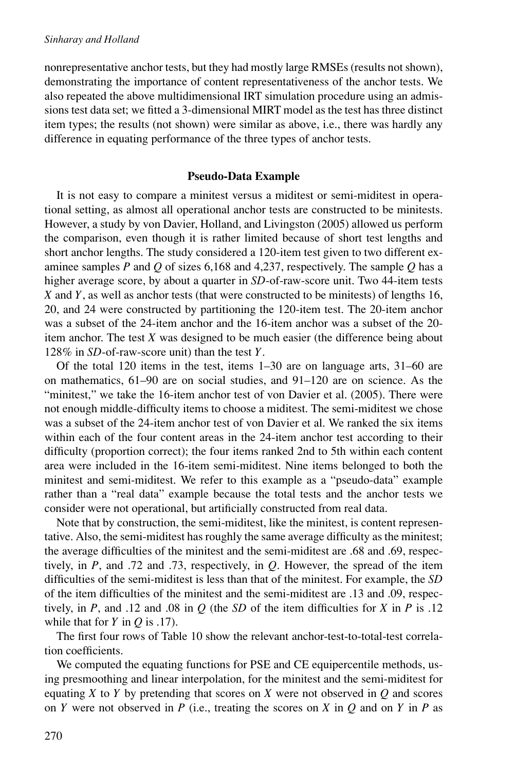nonrepresentative anchor tests, but they had mostly large RMSEs (results not shown), demonstrating the importance of content representativeness of the anchor tests. We also repeated the above multidimensional IRT simulation procedure using an admissions test data set; we fitted a 3-dimensional MIRT model as the test has three distinct item types; the results (not shown) were similar as above, i.e., there was hardly any difference in equating performance of the three types of anchor tests.

## Pseudo-Data Example

It is not easy to compare a minitest versus a miditest or semi-miditest in operational setting, as almost all operational anchor tests are constructed to be minitests. However, a study by von Davier, Holland, and Livingston (2005) allowed us perform the comparison, even though it is rather limited because of short test lengths and short anchor lengths. The study considered a 120-item test given to two different examinee samples $P$ and $Q$ of sizes 6,168 and 4,237, respectively. The sample $Q$ has a higher average score, by about a quarter in *SD*-of-raw-score unit. Two 44-item tests $X$ and $Y$, as well as anchor tests (that were constructed to be minitests) of lengths 16, 20, and 24 were constructed by partitioning the 120-item test. The 20-item anchor was a subset of the 24-item anchor and the 16-item anchor was a subset of the 20-item anchor. The test $X$ was designed to be much easier (the difference being about 128% in *SD*-of-raw-score unit) than the test $Y$.

Of the total 120 items in the test, items 1–30 are on language arts, 31–60 are on mathematics, 61–90 are on social studies, and 91–120 are on science. As the "minitest," we take the 16-item anchor test of von Davier et al. (2005). There were not enough middle-difficulty items to choose a miditest. The semi-miditest we chose was a subset of the 24-item anchor test of von Davier et al. We ranked the six items within each of the four content areas in the 24-item anchor test according to their difficulty (proportion correct); the four items ranked 2nd to 5th within each content area were included in the 16-item semi-miditest. Nine items belonged to both the minitest and semi-miditest. We refer to this example as a "pseudo-data" example rather than a "real data" example because the total tests and the anchor tests we consider were not operational, but artificially constructed from real data.

Note that by construction, the semi-miditest, like the minitest, is content representative. Also, the semi-miditest has roughly the same average difficulty as the minitest; the average difficulties of the minitest and the semi-miditest are .68 and .69, respectively, in $P$, and .72 and .73, respectively, in $Q$. However, the spread of the item difficulties of the semi-miditest is less than that of the minitest. For example, the *SD* of the item difficulties of the minitest and the semi-miditest are .13 and .09, respectively, in $P$, and .12 and .08 in $Q$ (the *SD* of the item difficulties for $X$ in $P$ is .12 while that for $Y$ in $Q$ is .17).

The first four rows of Table 10 show the relevant anchor-test-to-total-test correlation coefficients.

We computed the equating functions for PSE and CE equipercentile methods, using presmoothing and linear interpolation, for the minitest and the semi-miditest for equating $X$ to $Y$ by pretending that scores on $X$ were not observed in $Q$ and scores on $Y$ were not observed in $P$ (i.e., treating the scores on $X$ in $Q$ and on $Y$ in $P$ as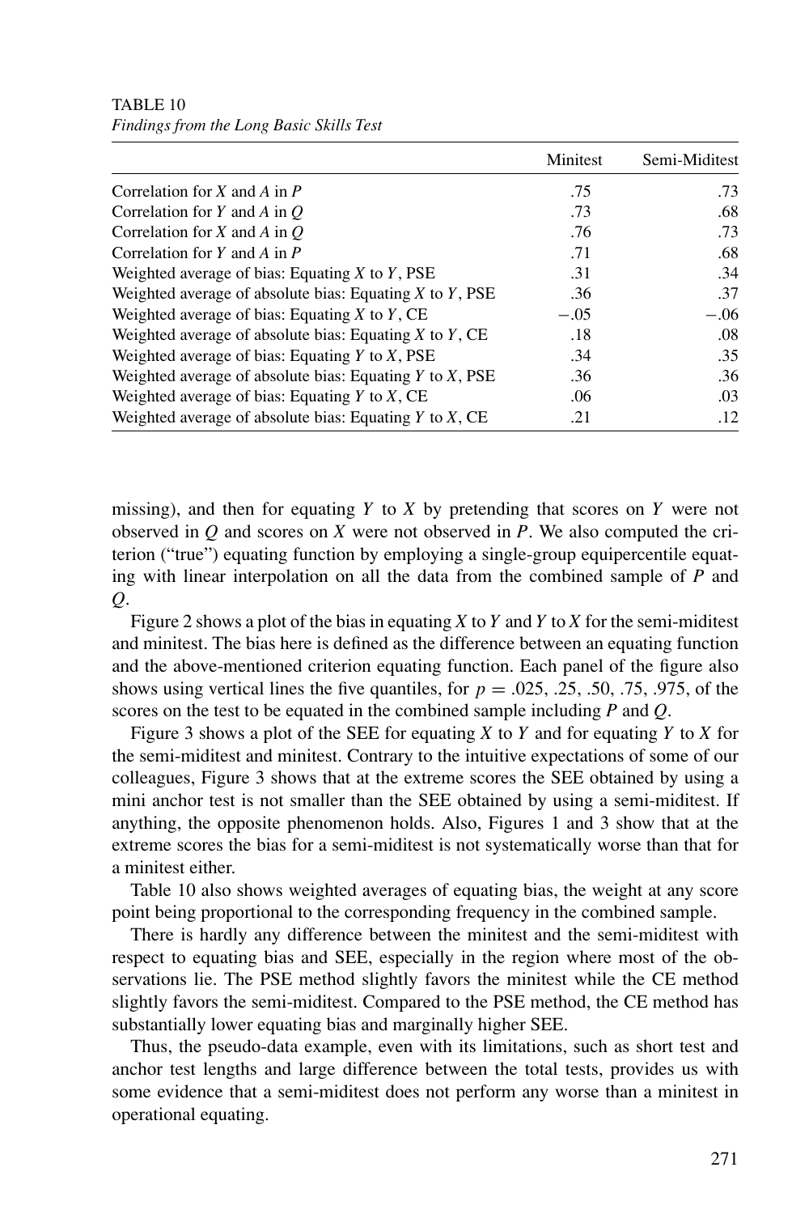TABLE 10
*Findings from the Long Basic Skills Test*

| | Minitest | Semi-Miditest |
|---|---|---|
| Correlation for $X$ and $A$ in $P$ | .75 | .73 |
| Correlation for $Y$ and $A$ in $Q$ | .73 | .68 |
| Correlation for $X$ and $A$ in $Q$ | .76 | .73 |
| Correlation for $Y$ and $A$ in $P$ | .71 | .68 |
| Weighted average of bias: Equating $X$ to $Y$, PSE | .31 | .34 |
| Weighted average of absolute bias: Equating $X$ to $Y$, PSE | .36 | .37 |
| Weighted average of bias: Equating $X$ to $Y$, CE | −.05 | −.06 |
| Weighted average of absolute bias: Equating $X$ to $Y$, CE | .18 | .08 |
| Weighted average of bias: Equating $Y$ to $X$, PSE | .34 | .35 |
| Weighted average of absolute bias: Equating $Y$ to $X$, PSE | .36 | .36 |
| Weighted average of bias: Equating $Y$ to $X$, CE | .06 | .03 |
| Weighted average of absolute bias: Equating $Y$ to $X$, CE | .21 | .12 |

missing), and then for equating $Y$ to $X$ by pretending that scores on $Y$ were not observed in $Q$ and scores on $X$ were not observed in $P$. We also computed the criterion ("true") equating function by employing a single-group equipercentile equating with linear interpolation on all the data from the combined sample of $P$ and $Q$.

Figure 2 shows a plot of the bias in equating $X$ to $Y$ and $Y$ to $X$ for the semi-miditest and minitest. The bias here is defined as the difference between an equating function and the above-mentioned criterion equating function. Each panel of the figure also shows using vertical lines the five quantiles, for $p = .025, .25, .50, .75, .975$, of the scores on the test to be equated in the combined sample including $P$ and $Q$.

Figure 3 shows a plot of the SEE for equating $X$ to $Y$ and for equating $Y$ to $X$ for the semi-miditest and minitest. Contrary to the intuitive expectations of some of our colleagues, Figure 3 shows that at the extreme scores the SEE obtained by using a mini anchor test is not smaller than the SEE obtained by using a semi-miditest. If anything, the opposite phenomenon holds. Also, Figures 1 and 3 show that at the extreme scores the bias for a semi-miditest is not systematically worse than that for a minitest either.

Table 10 also shows weighted averages of equating bias, the weight at any score point being proportional to the corresponding frequency in the combined sample.

There is hardly any difference between the minitest and the semi-miditest with respect to equating bias and SEE, especially in the region where most of the observations lie. The PSE method slightly favors the minitest while the CE method slightly favors the semi-miditest. Compared to the PSE method, the CE method has substantially lower equating bias and marginally higher SEE.

Thus, the pseudo-data example, even with its limitations, such as short test and anchor test lengths and large difference between the total tests, provides us with some evidence that a semi-miditest does not perform any worse than a minitest in operational equating.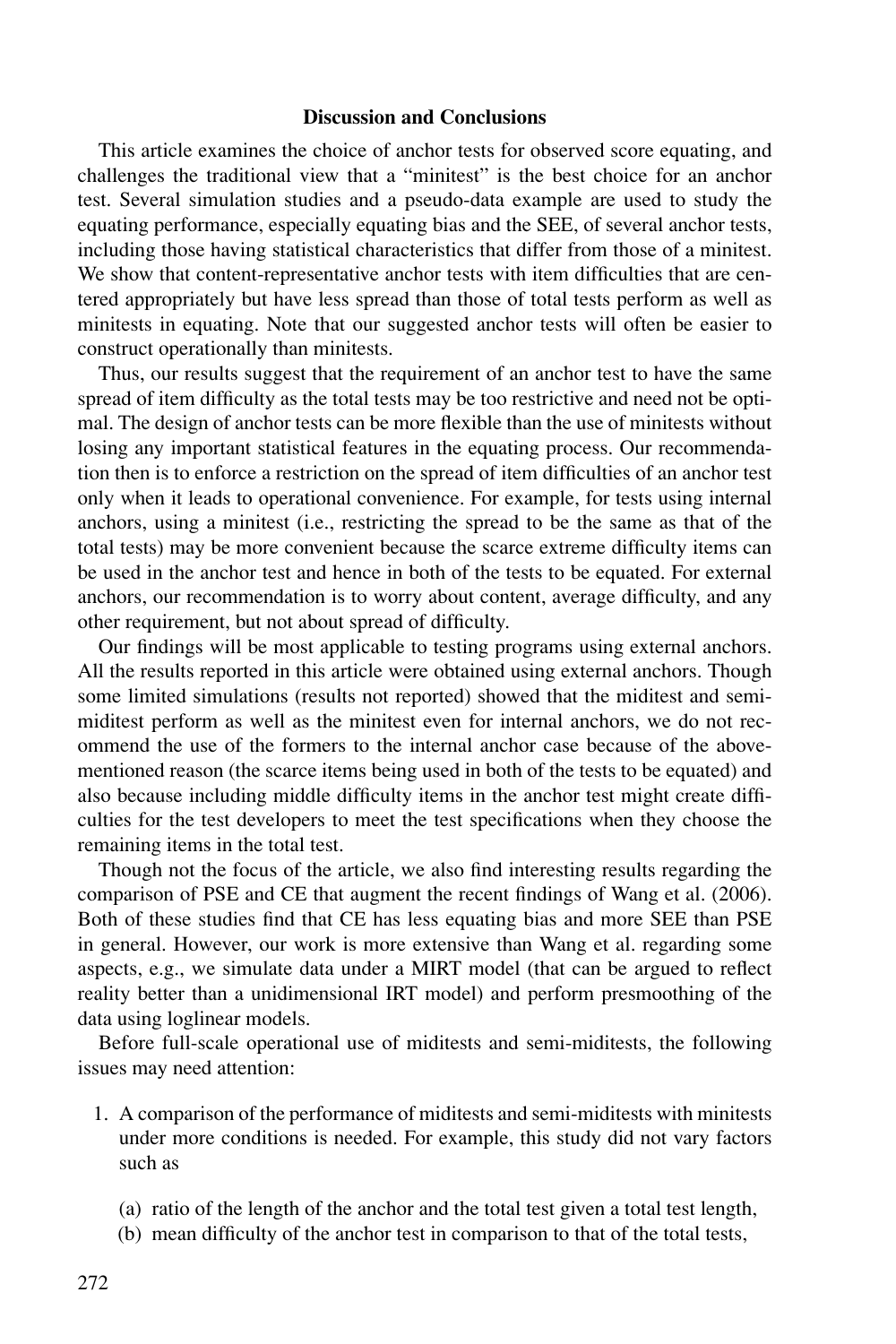## Discussion and Conclusions

This article examines the choice of anchor tests for observed score equating, and challenges the traditional view that a "minitest" is the best choice for an anchor test. Several simulation studies and a pseudo-data example are used to study the equating performance, especially equating bias and the SEE, of several anchor tests, including those having statistical characteristics that differ from those of a minitest. We show that content-representative anchor tests with item difficulties that are centered appropriately but have less spread than those of total tests perform as well as minitests in equating. Note that our suggested anchor tests will often be easier to construct operationally than minitests.

Thus, our results suggest that the requirement of an anchor test to have the same spread of item difficulty as the total tests may be too restrictive and need not be optimal. The design of anchor tests can be more flexible than the use of minitests without losing any important statistical features in the equating process. Our recommendation then is to enforce a restriction on the spread of item difficulties of an anchor test only when it leads to operational convenience. For example, for tests using internal anchors, using a minitest (i.e., restricting the spread to be the same as that of the total tests) may be more convenient because the scarce extreme difficulty items can be used in the anchor test and hence in both of the tests to be equated. For external anchors, our recommendation is to worry about content, average difficulty, and any other requirement, but not about spread of difficulty.

Our findings will be most applicable to testing programs using external anchors. All the results reported in this article were obtained using external anchors. Though some limited simulations (results not reported) showed that the miditest and semi-miditest perform as well as the minitest even for internal anchors, we do not recommend the use of the formers to the internal anchor case because of the above-mentioned reason (the scarce items being used in both of the tests to be equated) and also because including middle difficulty items in the anchor test might create difficulties for the test developers to meet the test specifications when they choose the remaining items in the total test.

Though not the focus of the article, we also find interesting results regarding the comparison of PSE and CE that augment the recent findings of Wang et al. (2006). Both of these studies find that CE has less equating bias and more SEE than PSE in general. However, our work is more extensive than Wang et al. regarding some aspects, e.g., we simulate data under a MIRT model (that can be argued to reflect reality better than a unidimensional IRT model) and perform presmoothing of the data using loglinear models.

Before full-scale operational use of miditests and semi-miditests, the following issues may need attention:

1. A comparison of the performance of miditests and semi-miditests with minitests under more conditions is needed. For example, this study did not vary factors such as

   (a) ratio of the length of the anchor and the total test given a total test length,
   (b) mean difficulty of the anchor test in comparison to that of the total tests,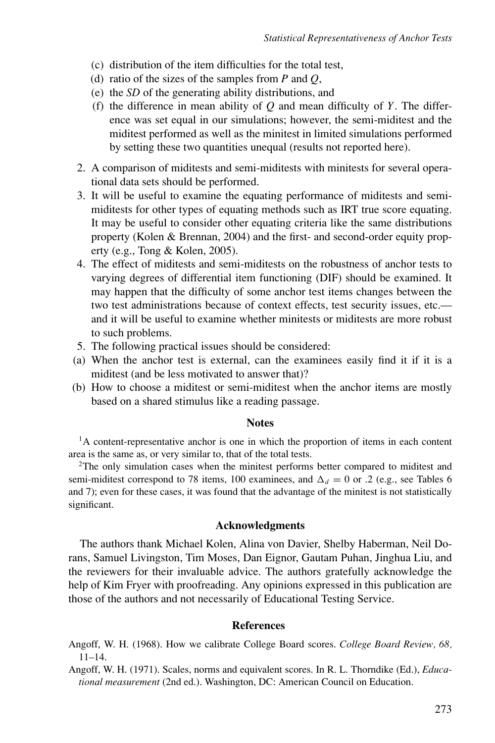(c) distribution of the item difficulties for the total test,
(d) ratio of the sizes of the samples from *P* and *Q*,
(e) the *SD* of the generating ability distributions, and
(f) the difference in mean ability of *Q* and mean difficulty of *Y*. The difference was set equal in our simulations; however, the semi-miditest and the miditest performed as well as the minitest in limited simulations performed by setting these two quantities unequal (results not reported here).

2. A comparison of miditests and semi-miditests with minitests for several operational data sets should be performed.
3. It will be useful to examine the equating performance of miditests and semi-miditests for other types of equating methods such as IRT true score equating. It may be useful to consider other equating criteria like the same distributions property (Kolen & Brennan, 2004) and the first- and second-order equity property (e.g., Tong & Kolen, 2005).
4. The effect of miditests and semi-miditests on the robustness of anchor tests to varying degrees of differential item functioning (DIF) should be examined. It may happen that the difficulty of some anchor test items changes between the two test administrations because of context effects, test security issues, etc.—and it will be useful to examine whether minitests or miditests are more robust to such problems.
5. The following practical issues should be considered:

(a) When the anchor test is external, can the examinees easily find it if it is a miditest (and be less motivated to answer that)?
(b) How to choose a miditest or semi-miditest when the anchor items are mostly based on a shared stimulus like a reading passage.

## Notes

[1]A content-representative anchor is one in which the proportion of items in each content area is the same as, or very similar to, that of the total tests.

[2]The only simulation cases when the minitest performs better compared to miditest and semi-miditest correspond to 78 items, 100 examinees, and $\Delta_d = 0$ or .2 (e.g., see Tables 6 and 7); even for these cases, it was found that the advantage of the minitest is not statistically significant.

## Acknowledgments

The authors thank Michael Kolen, Alina von Davier, Shelby Haberman, Neil Dorans, Samuel Livingston, Tim Moses, Dan Eignor, Gautam Puhan, Jinghua Liu, and the reviewers for their invaluable advice. The authors gratefully acknowledge the help of Kim Fryer with proofreading. Any opinions expressed in this publication are those of the authors and not necessarily of Educational Testing Service.

## References

Angoff, W. H. (1968). How we calibrate College Board scores. *College Board Review, 68,* 11–14.

Angoff, W. H. (1971). Scales, norms and equivalent scores. In R. L. Thorndike (Ed.), *Educational measurement* (2nd ed.). Washington, DC: American Council on Education.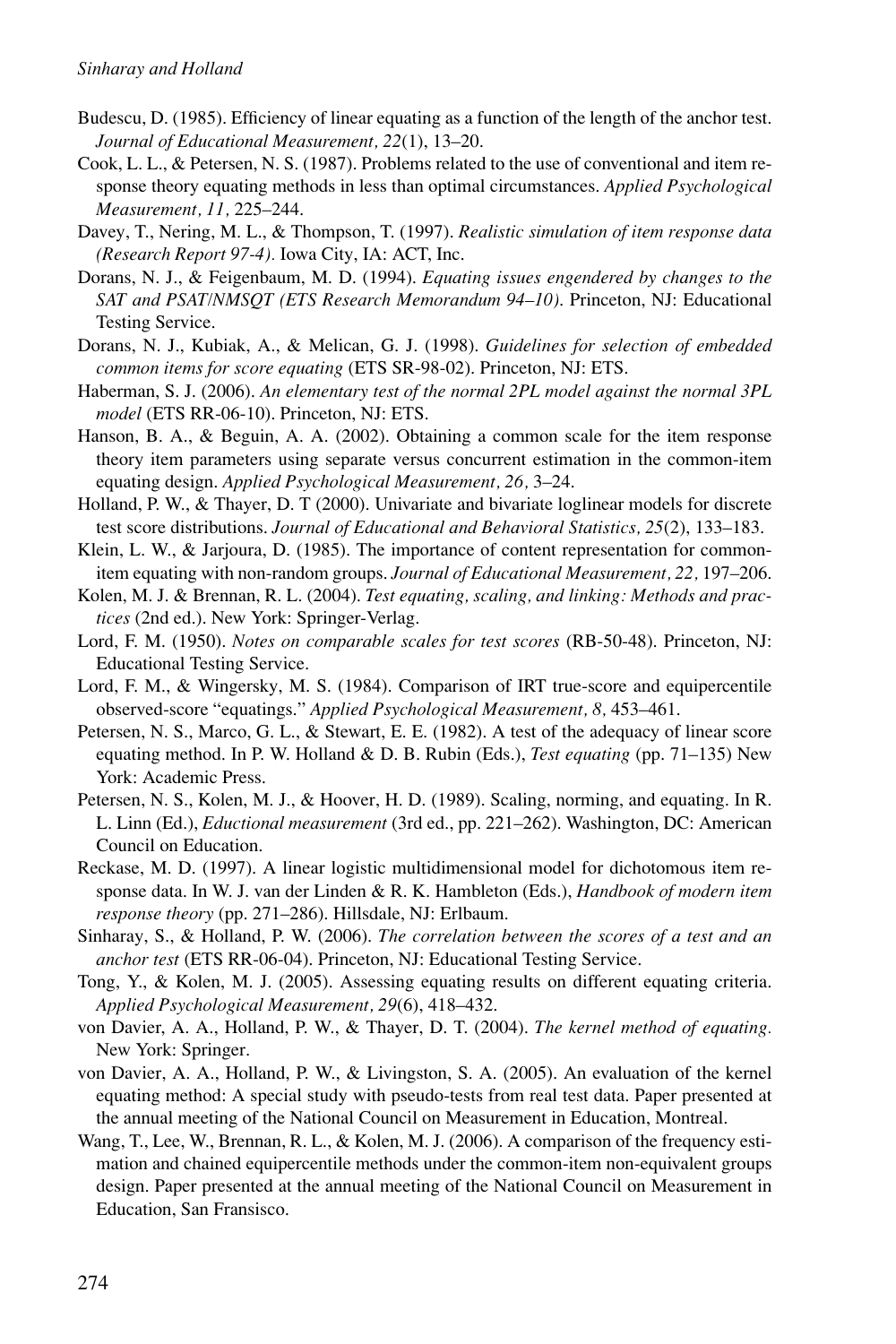Budescu, D. (1985). Efficiency of linear equating as a function of the length of the anchor test. *Journal of Educational Measurement, 22*(1), 13–20.

Cook, L. L., & Petersen, N. S. (1987). Problems related to the use of conventional and item response theory equating methods in less than optimal circumstances. *Applied Psychological Measurement, 11,* 225–244.

Davey, T., Nering, M. L., & Thompson, T. (1997). *Realistic simulation of item response data (Research Report 97-4).* Iowa City, IA: ACT, Inc.

Dorans, N. J., & Feigenbaum, M. D. (1994). *Equating issues engendered by changes to the SAT and PSAT/NMSQT (ETS Research Memorandum 94–10).* Princeton, NJ: Educational Testing Service.

Dorans, N. J., Kubiak, A., & Melican, G. J. (1998). *Guidelines for selection of embedded common items for score equating* (ETS SR-98-02). Princeton, NJ: ETS.

Haberman, S. J. (2006). *An elementary test of the normal 2PL model against the normal 3PL model* (ETS RR-06-10). Princeton, NJ: ETS.

Hanson, B. A., & Beguin, A. A. (2002). Obtaining a common scale for the item response theory item parameters using separate versus concurrent estimation in the common-item equating design. *Applied Psychological Measurement, 26,* 3–24.

Holland, P. W., & Thayer, D. T (2000). Univariate and bivariate loglinear models for discrete test score distributions. *Journal of Educational and Behavioral Statistics, 25*(2), 133–183.

Klein, L. W., & Jarjoura, D. (1985). The importance of content representation for common-item equating with non-random groups. *Journal of Educational Measurement, 22,* 197–206.

Kolen, M. J. & Brennan, R. L. (2004). *Test equating, scaling, and linking: Methods and practices* (2nd ed.). New York: Springer-Verlag.

Lord, F. M. (1950). *Notes on comparable scales for test scores* (RB-50-48). Princeton, NJ: Educational Testing Service.

Lord, F. M., & Wingersky, M. S. (1984). Comparison of IRT true-score and equipercentile observed-score "equatings." *Applied Psychological Measurement, 8,* 453–461.

Petersen, N. S., Marco, G. L., & Stewart, E. E. (1982). A test of the adequacy of linear score equating method. In P. W. Holland & D. B. Rubin (Eds.), *Test equating* (pp. 71–135) New York: Academic Press.

Petersen, N. S., Kolen, M. J., & Hoover, H. D. (1989). Scaling, norming, and equating. In R. L. Linn (Ed.), *Eductional measurement* (3rd ed., pp. 221–262). Washington, DC: American Council on Education.

Reckase, M. D. (1997). A linear logistic multidimensional model for dichotomous item response data. In W. J. van der Linden & R. K. Hambleton (Eds.), *Handbook of modern item response theory* (pp. 271–286). Hillsdale, NJ: Erlbaum.

Sinharay, S., & Holland, P. W. (2006). *The correlation between the scores of a test and an anchor test* (ETS RR-06-04). Princeton, NJ: Educational Testing Service.

Tong, Y., & Kolen, M. J. (2005). Assessing equating results on different equating criteria. *Applied Psychological Measurement, 29*(6), 418–432.

von Davier, A. A., Holland, P. W., & Thayer, D. T. (2004). *The kernel method of equating.* New York: Springer.

von Davier, A. A., Holland, P. W., & Livingston, S. A. (2005). An evaluation of the kernel equating method: A special study with pseudo-tests from real test data. Paper presented at the annual meeting of the National Council on Measurement in Education, Montreal.

Wang, T., Lee, W., Brennan, R. L., & Kolen, M. J. (2006). A comparison of the frequency estimation and chained equipercentile methods under the common-item non-equivalent groups design. Paper presented at the annual meeting of the National Council on Measurement in Education, San Fransisco.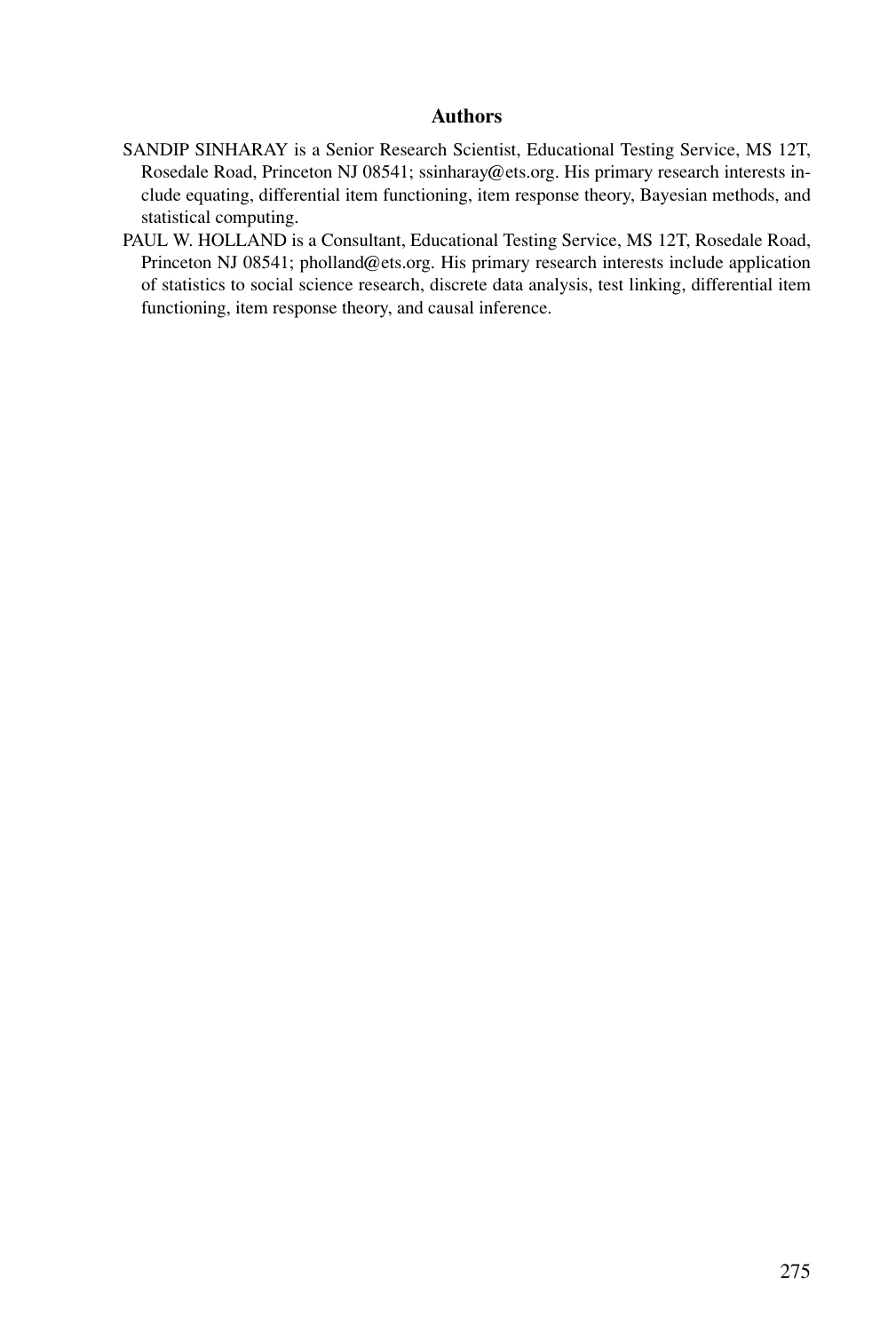## Authors

SANDIP SINHARAY is a Senior Research Scientist, Educational Testing Service, MS 12T, Rosedale Road, Princeton NJ 08541; ssinharay@ets.org. His primary research interests include equating, differential item functioning, item response theory, Bayesian methods, and statistical computing.

PAUL W. HOLLAND is a Consultant, Educational Testing Service, MS 12T, Rosedale Road, Princeton NJ 08541; pholland@ets.org. His primary research interests include application of statistics to social science research, discrete data analysis, test linking, differential item functioning, item response theory, and causal inference.